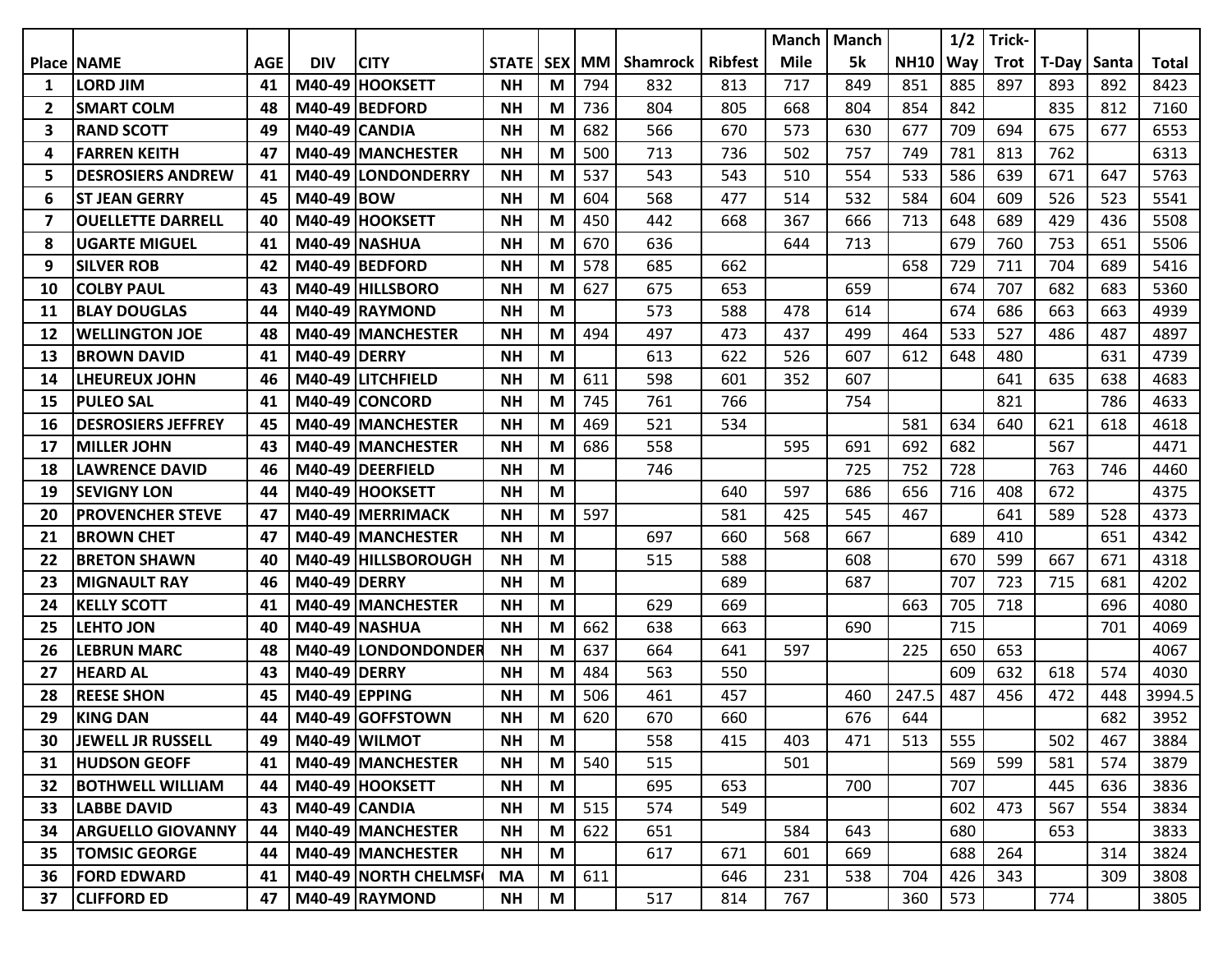| Place | NAME | AGE | DIV | CITY | STATE | SEX | MM | Shamrock | Ribfest | Manch Mile | Manch 5k | NH10 | 1/2 Way | Trick-Trot | T-Day | Santa | Total |
|---|---|---|---|---|---|---|---|---|---|---|---|---|---|---|---|---|---|
| 1 | LORD JIM | 41 | M40-49 | HOOKSETT | NH | M | 794 | 832 | 813 | 717 | 849 | 851 | 885 | 897 | 893 | 892 | 8423 |
| 2 | SMART COLM | 48 | M40-49 | BEDFORD | NH | M | 736 | 804 | 805 | 668 | 804 | 854 | 842 | | 835 | 812 | 7160 |
| 3 | RAND SCOTT | 49 | M40-49 | CANDIA | NH | M | 682 | 566 | 670 | 573 | 630 | 677 | 709 | 694 | 675 | 677 | 6553 |
| 4 | FARREN KEITH | 47 | M40-49 | MANCHESTER | NH | M | 500 | 713 | 736 | 502 | 757 | 749 | 781 | 813 | 762 | | 6313 |
| 5 | DESROSIERS ANDREW | 41 | M40-49 | LONDONDERRY | NH | M | 537 | 543 | 543 | 510 | 554 | 533 | 586 | 639 | 671 | 647 | 5763 |
| 6 | ST JEAN GERRY | 45 | M40-49 | BOW | NH | M | 604 | 568 | 477 | 514 | 532 | 584 | 604 | 609 | 526 | 523 | 5541 |
| 7 | OUELLETTE DARRELL | 40 | M40-49 | HOOKSETT | NH | M | 450 | 442 | 668 | 367 | 666 | 713 | 648 | 689 | 429 | 436 | 5508 |
| 8 | UGARTE MIGUEL | 41 | M40-49 | NASHUA | NH | M | 670 | 636 | | 644 | 713 | | 679 | 760 | 753 | 651 | 5506 |
| 9 | SILVER ROB | 42 | M40-49 | BEDFORD | NH | M | 578 | 685 | 662 | | | 658 | 729 | 711 | 704 | 689 | 5416 |
| 10 | COLBY PAUL | 43 | M40-49 | HILLSBORO | NH | M | 627 | 675 | 653 | | 659 | | 674 | 707 | 682 | 683 | 5360 |
| 11 | BLAY DOUGLAS | 44 | M40-49 | RAYMOND | NH | M | | 573 | 588 | 478 | 614 | | 674 | 686 | 663 | 663 | 4939 |
| 12 | WELLINGTON JOE | 48 | M40-49 | MANCHESTER | NH | M | 494 | 497 | 473 | 437 | 499 | 464 | 533 | 527 | 486 | 487 | 4897 |
| 13 | BROWN DAVID | 41 | M40-49 | DERRY | NH | M | | 613 | 622 | 526 | 607 | 612 | 648 | 480 | | 631 | 4739 |
| 14 | LHEUREUX JOHN | 46 | M40-49 | LITCHFIELD | NH | M | 611 | 598 | 601 | 352 | 607 | | | 641 | 635 | 638 | 4683 |
| 15 | PULEO SAL | 41 | M40-49 | CONCORD | NH | M | 745 | 761 | 766 | | 754 | | | 821 | | 786 | 4633 |
| 16 | DESROSIERS JEFFREY | 45 | M40-49 | MANCHESTER | NH | M | 469 | 521 | 534 | | | 581 | 634 | 640 | 621 | 618 | 4618 |
| 17 | MILLER JOHN | 43 | M40-49 | MANCHESTER | NH | M | 686 | 558 | | 595 | 691 | 692 | 682 | | 567 | | 4471 |
| 18 | LAWRENCE DAVID | 46 | M40-49 | DEERFIELD | NH | M | | 746 | | | 725 | 752 | 728 | | 763 | 746 | 4460 |
| 19 | SEVIGNY LON | 44 | M40-49 | HOOKSETT | NH | M | | | 640 | 597 | 686 | 656 | 716 | 408 | 672 | | 4375 |
| 20 | PROVENCHER STEVE | 47 | M40-49 | MERRIMACK | NH | M | 597 | | 581 | 425 | 545 | 467 | | 641 | 589 | 528 | 4373 |
| 21 | BROWN CHET | 47 | M40-49 | MANCHESTER | NH | M | | 697 | 660 | 568 | 667 | | 689 | 410 | | 651 | 4342 |
| 22 | BRETON SHAWN | 40 | M40-49 | HILLSBOROUGH | NH | M | | 515 | 588 | | 608 | | 670 | 599 | 667 | 671 | 4318 |
| 23 | MIGNAULT RAY | 46 | M40-49 | DERRY | NH | M | | | 689 | | 687 | | 707 | 723 | 715 | 681 | 4202 |
| 24 | KELLY SCOTT | 41 | M40-49 | MANCHESTER | NH | M | | 629 | 669 | | | 663 | 705 | 718 | | 696 | 4080 |
| 25 | LEHTO JON | 40 | M40-49 | NASHUA | NH | M | 662 | 638 | 663 | | 690 | | 715 | | | 701 | 4069 |
| 26 | LEBRUN MARC | 48 | M40-49 | LONDONDONDER | NH | M | 637 | 664 | 641 | 597 | | 225 | 650 | 653 | | | 4067 |
| 27 | HEARD AL | 43 | M40-49 | DERRY | NH | M | 484 | 563 | 550 | | | | 609 | 632 | 618 | 574 | 4030 |
| 28 | REESE SHON | 45 | M40-49 | EPPING | NH | M | 506 | 461 | 457 | | 460 | 247.5 | 487 | 456 | 472 | 448 | 3994.5 |
| 29 | KING DAN | 44 | M40-49 | GOFFSTOWN | NH | M | 620 | 670 | 660 | | 676 | 644 | | | | 682 | 3952 |
| 30 | JEWELL JR RUSSELL | 49 | M40-49 | WILMOT | NH | M | | 558 | 415 | 403 | 471 | 513 | 555 | | 502 | 467 | 3884 |
| 31 | HUDSON GEOFF | 41 | M40-49 | MANCHESTER | NH | M | 540 | 515 | | 501 | | | 569 | 599 | 581 | 574 | 3879 |
| 32 | BOTHWELL WILLIAM | 44 | M40-49 | HOOKSETT | NH | M | | 695 | 653 | | 700 | | 707 | | 445 | 636 | 3836 |
| 33 | LABBE DAVID | 43 | M40-49 | CANDIA | NH | M | 515 | 574 | 549 | | | | 602 | 473 | 567 | 554 | 3834 |
| 34 | ARGUELLO GIOVANNY | 44 | M40-49 | MANCHESTER | NH | M | 622 | 651 | | 584 | 643 | | 680 | | 653 | | 3833 |
| 35 | TOMSIC GEORGE | 44 | M40-49 | MANCHESTER | NH | M | | 617 | 671 | 601 | 669 | | 688 | 264 | | 314 | 3824 |
| 36 | FORD EDWARD | 41 | M40-49 | NORTH CHELMSF | MA | M | 611 | | 646 | 231 | 538 | 704 | 426 | 343 | | 309 | 3808 |
| 37 | CLIFFORD ED | 47 | M40-49 | RAYMOND | NH | M | | 517 | 814 | 767 | | 360 | 573 | | 774 | | 3805 |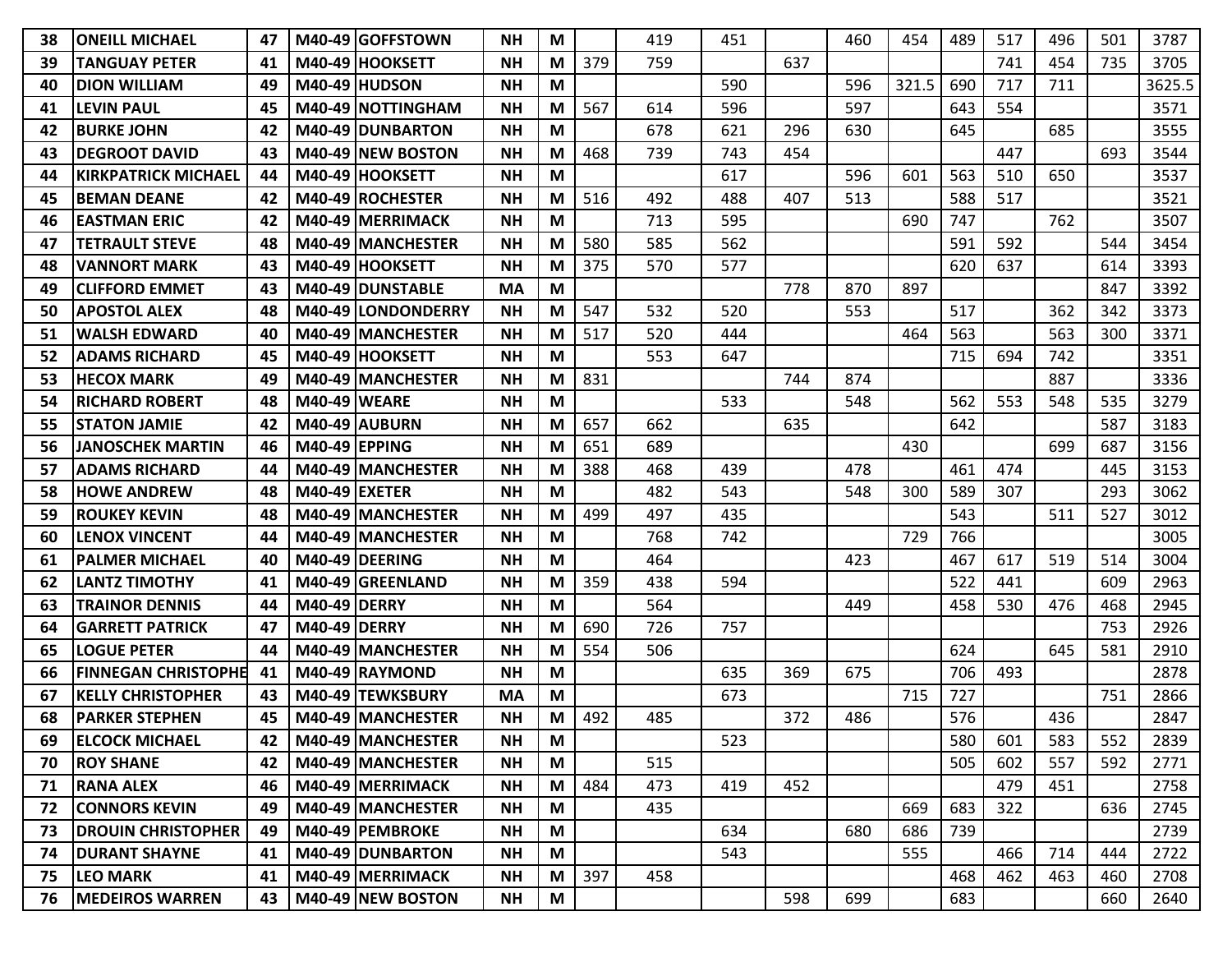| | | | | | | | | | | | | | | | | | |
|---|---|---|---|---|---|---|---|---|---|---|---|---|---|---|---|---|---|---|
| 38 | ONEILL MICHAEL | 47 | M40-49 | GOFFSTOWN | NH | M | | 419 | 451 | | 460 | 454 | 489 | 517 | 496 | 501 | 3787 |
| 39 | TANGUAY PETER | 41 | M40-49 | HOOKSETT | NH | M | 379 | 759 | | 637 | | | | 741 | 454 | 735 | 3705 |
| 40 | DION WILLIAM | 49 | M40-49 | HUDSON | NH | M | | | 590 | | 596 | 321.5 | 690 | 717 | 711 | | 3625.5 |
| 41 | LEVIN PAUL | 45 | M40-49 | NOTTINGHAM | NH | M | 567 | 614 | 596 | | 597 | | 643 | 554 | | | 3571 |
| 42 | BURKE JOHN | 42 | M40-49 | DUNBARTON | NH | M | | 678 | 621 | 296 | 630 | | 645 | | 685 | | 3555 |
| 43 | DEGROOT DAVID | 43 | M40-49 | NEW BOSTON | NH | M | 468 | 739 | 743 | 454 | | | | 447 | | 693 | 3544 |
| 44 | KIRKPATRICK MICHAEL | 44 | M40-49 | HOOKSETT | NH | M | | | 617 | | 596 | 601 | 563 | 510 | 650 | | 3537 |
| 45 | BEMAN DEANE | 42 | M40-49 | ROCHESTER | NH | M | 516 | 492 | 488 | 407 | 513 | | 588 | 517 | | | 3521 |
| 46 | EASTMAN ERIC | 42 | M40-49 | MERRIMACK | NH | M | | 713 | 595 | | | 690 | 747 | | 762 | | 3507 |
| 47 | TETRAULT STEVE | 48 | M40-49 | MANCHESTER | NH | M | 580 | 585 | 562 | | | | 591 | 592 | | 544 | 3454 |
| 48 | VANNORT MARK | 43 | M40-49 | HOOKSETT | NH | M | 375 | 570 | 577 | | | | 620 | 637 | | 614 | 3393 |
| 49 | CLIFFORD EMMET | 43 | M40-49 | DUNSTABLE | MA | M | | | | 778 | 870 | 897 | | | | 847 | 3392 |
| 50 | APOSTOL ALEX | 48 | M40-49 | LONDONDERRY | NH | M | 547 | 532 | 520 | | 553 | | 517 | | 362 | 342 | 3373 |
| 51 | WALSH EDWARD | 40 | M40-49 | MANCHESTER | NH | M | 517 | 520 | 444 | | | 464 | 563 | | 563 | 300 | 3371 |
| 52 | ADAMS RICHARD | 45 | M40-49 | HOOKSETT | NH | M | | 553 | 647 | | | | 715 | 694 | 742 | | 3351 |
| 53 | HECOX MARK | 49 | M40-49 | MANCHESTER | NH | M | 831 | | | 744 | 874 | | | | 887 | | 3336 |
| 54 | RICHARD ROBERT | 48 | M40-49 | WEARE | NH | M | | | 533 | | 548 | | 562 | 553 | 548 | 535 | 3279 |
| 55 | STATON JAMIE | 42 | M40-49 | AUBURN | NH | M | 657 | 662 | | 635 | | | 642 | | | 587 | 3183 |
| 56 | JANOSCHEK MARTIN | 46 | M40-49 | EPPING | NH | M | 651 | 689 | | | | 430 | | | 699 | 687 | 3156 |
| 57 | ADAMS RICHARD | 44 | M40-49 | MANCHESTER | NH | M | 388 | 468 | 439 | | 478 | | 461 | 474 | | 445 | 3153 |
| 58 | HOWE ANDREW | 48 | M40-49 | EXETER | NH | M | | 482 | 543 | | 548 | 300 | 589 | 307 | | 293 | 3062 |
| 59 | ROUKEY KEVIN | 48 | M40-49 | MANCHESTER | NH | M | 499 | 497 | 435 | | | | 543 | | 511 | 527 | 3012 |
| 60 | LENOX VINCENT | 44 | M40-49 | MANCHESTER | NH | M | | 768 | 742 | | | 729 | 766 | | | | 3005 |
| 61 | PALMER MICHAEL | 40 | M40-49 | DEERING | NH | M | | 464 | | | 423 | | 467 | 617 | 519 | 514 | 3004 |
| 62 | LANTZ TIMOTHY | 41 | M40-49 | GREENLAND | NH | M | 359 | 438 | 594 | | | | 522 | 441 | | 609 | 2963 |
| 63 | TRAINOR DENNIS | 44 | M40-49 | DERRY | NH | M | | 564 | | | 449 | | 458 | 530 | 476 | 468 | 2945 |
| 64 | GARRETT PATRICK | 47 | M40-49 | DERRY | NH | M | 690 | 726 | 757 | | | | | | | 753 | 2926 |
| 65 | LOGUE PETER | 44 | M40-49 | MANCHESTER | NH | M | 554 | 506 | | | | | 624 | | 645 | 581 | 2910 |
| 66 | FINNEGAN CHRISTOPHE | 41 | M40-49 | RAYMOND | NH | M | | | 635 | 369 | 675 | | 706 | 493 | | | 2878 |
| 67 | KELLY CHRISTOPHER | 43 | M40-49 | TEWKSBURY | MA | M | | | 673 | | | 715 | 727 | | | 751 | 2866 |
| 68 | PARKER STEPHEN | 45 | M40-49 | MANCHESTER | NH | M | 492 | 485 | | 372 | 486 | | 576 | | 436 | | 2847 |
| 69 | ELCOCK MICHAEL | 42 | M40-49 | MANCHESTER | NH | M | | | 523 | | | | 580 | 601 | 583 | 552 | 2839 |
| 70 | ROY SHANE | 42 | M40-49 | MANCHESTER | NH | M | | 515 | | | | | 505 | 602 | 557 | 592 | 2771 |
| 71 | RANA ALEX | 46 | M40-49 | MERRIMACK | NH | M | 484 | 473 | 419 | 452 | | | | 479 | 451 | | 2758 |
| 72 | CONNORS KEVIN | 49 | M40-49 | MANCHESTER | NH | M | | 435 | | | | 669 | 683 | 322 | | 636 | 2745 |
| 73 | DROUIN CHRISTOPHER | 49 | M40-49 | PEMBROKE | NH | M | | | 634 | | 680 | 686 | 739 | | | | 2739 |
| 74 | DURANT SHAYNE | 41 | M40-49 | DUNBARTON | NH | M | | | 543 | | | 555 | | 466 | 714 | 444 | 2722 |
| 75 | LEO MARK | 41 | M40-49 | MERRIMACK | NH | M | 397 | 458 | | | | | 468 | 462 | 463 | 460 | 2708 |
| 76 | MEDEIROS WARREN | 43 | M40-49 | NEW BOSTON | NH | M | | | | 598 | 699 | | 683 | | | 660 | 2640 |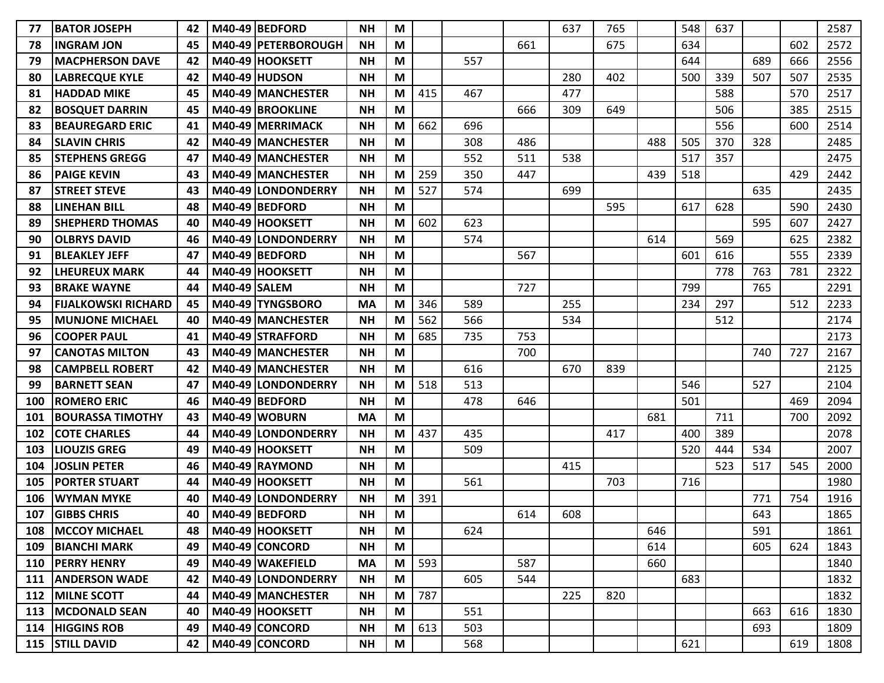| | | | | | | | | | | | | | | | | | |
|---|---|---|---|---|---|---|---|---|---|---|---|---|---|---|---|---|---|
| 77 | BATOR JOSEPH | 42 | M40-49 | BEDFORD | NH | M | | | | 637 | 765 | | 548 | 637 | | | 2587 |
| 78 | INGRAM JON | 45 | M40-49 | PETERBOROUGH | NH | M | | | 661 | | 675 | | 634 | | | 602 | 2572 |
| 79 | MACPHERSON DAVE | 42 | M40-49 | HOOKSETT | NH | M | | 557 | | | | | 644 | | 689 | 666 | 2556 |
| 80 | LABRECQUE KYLE | 42 | M40-49 | HUDSON | NH | M | | | | 280 | 402 | | 500 | 339 | 507 | 507 | 2535 |
| 81 | HADDAD MIKE | 45 | M40-49 | MANCHESTER | NH | M | 415 | 467 | | 477 | | | | 588 | | 570 | 2517 |
| 82 | BOSQUET DARRIN | 45 | M40-49 | BROOKLINE | NH | M | | | 666 | 309 | 649 | | | 506 | | 385 | 2515 |
| 83 | BEAUREGARD ERIC | 41 | M40-49 | MERRIMACK | NH | M | 662 | 696 | | | | | | 556 | | 600 | 2514 |
| 84 | SLAVIN CHRIS | 42 | M40-49 | MANCHESTER | NH | M | | 308 | 486 | | | 488 | 505 | 370 | 328 | | 2485 |
| 85 | STEPHENS GREGG | 47 | M40-49 | MANCHESTER | NH | M | | 552 | 511 | 538 | | | 517 | 357 | | | 2475 |
| 86 | PAIGE KEVIN | 43 | M40-49 | MANCHESTER | NH | M | 259 | 350 | 447 | | | 439 | 518 | | | 429 | 2442 |
| 87 | STREET STEVE | 43 | M40-49 | LONDONDERRY | NH | M | 527 | 574 | | 699 | | | | | 635 | | 2435 |
| 88 | LINEHAN BILL | 48 | M40-49 | BEDFORD | NH | M | | | | | 595 | | 617 | 628 | | 590 | 2430 |
| 89 | SHEPHERD THOMAS | 40 | M40-49 | HOOKSETT | NH | M | 602 | 623 | | | | | | | 595 | 607 | 2427 |
| 90 | OLBRYS DAVID | 46 | M40-49 | LONDONDERRY | NH | M | | 574 | | | | 614 | | 569 | | 625 | 2382 |
| 91 | BLEAKLEY JEFF | 47 | M40-49 | BEDFORD | NH | M | | | 567 | | | | 601 | 616 | | 555 | 2339 |
| 92 | LHEUREUX MARK | 44 | M40-49 | HOOKSETT | NH | M | | | | | | | | 778 | 763 | 781 | 2322 |
| 93 | BRAKE WAYNE | 44 | M40-49 | SALEM | NH | M | | | 727 | | | | 799 | | 765 | | 2291 |
| 94 | FIJALKOWSKI RICHARD | 45 | M40-49 | TYNGSBORO | MA | M | 346 | 589 | | 255 | | | 234 | 297 | | 512 | 2233 |
| 95 | MUNJONE MICHAEL | 40 | M40-49 | MANCHESTER | NH | M | 562 | 566 | | 534 | | | | 512 | | | 2174 |
| 96 | COOPER PAUL | 41 | M40-49 | STRAFFORD | NH | M | 685 | 735 | 753 | | | | | | | | 2173 |
| 97 | CANOTAS MILTON | 43 | M40-49 | MANCHESTER | NH | M | | | 700 | | | | | | 740 | 727 | 2167 |
| 98 | CAMPBELL ROBERT | 42 | M40-49 | MANCHESTER | NH | M | | 616 | | 670 | 839 | | | | | | 2125 |
| 99 | BARNETT SEAN | 47 | M40-49 | LONDONDERRY | NH | M | 518 | 513 | | | | | 546 | | 527 | | 2104 |
| 100 | ROMERO ERIC | 46 | M40-49 | BEDFORD | NH | M | | 478 | 646 | | | | 501 | | | 469 | 2094 |
| 101 | BOURASSA TIMOTHY | 43 | M40-49 | WOBURN | MA | M | | | | | | 681 | | 711 | | 700 | 2092 |
| 102 | COTE CHARLES | 44 | M40-49 | LONDONDERRY | NH | M | 437 | 435 | | | 417 | | 400 | 389 | | | 2078 |
| 103 | LIOUZIS GREG | 49 | M40-49 | HOOKSETT | NH | M | | 509 | | | | | 520 | 444 | 534 | | 2007 |
| 104 | JOSLIN PETER | 46 | M40-49 | RAYMOND | NH | M | | | | 415 | | | | 523 | 517 | 545 | 2000 |
| 105 | PORTER STUART | 44 | M40-49 | HOOKSETT | NH | M | | 561 | | | 703 | | 716 | | | | 1980 |
| 106 | WYMAN MYKE | 40 | M40-49 | LONDONDERRY | NH | M | 391 | | | | | | | | 771 | 754 | 1916 |
| 107 | GIBBS CHRIS | 40 | M40-49 | BEDFORD | NH | M | | | 614 | 608 | | | | | 643 | | 1865 |
| 108 | MCCOY MICHAEL | 48 | M40-49 | HOOKSETT | NH | M | | 624 | | | | 646 | | | 591 | | 1861 |
| 109 | BIANCHI MARK | 49 | M40-49 | CONCORD | NH | M | | | | | | 614 | | | 605 | 624 | 1843 |
| 110 | PERRY HENRY | 49 | M40-49 | WAKEFIELD | MA | M | 593 | | 587 | | | 660 | | | | | 1840 |
| 111 | ANDERSON WADE | 42 | M40-49 | LONDONDERRY | NH | M | | 605 | 544 | | | | 683 | | | | 1832 |
| 112 | MILNE SCOTT | 44 | M40-49 | MANCHESTER | NH | M | 787 | | | 225 | 820 | | | | | | 1832 |
| 113 | MCDONALD SEAN | 40 | M40-49 | HOOKSETT | NH | M | | 551 | | | | | | | 663 | 616 | 1830 |
| 114 | HIGGINS ROB | 49 | M40-49 | CONCORD | NH | M | 613 | 503 | | | | | | | 693 | | 1809 |
| 115 | STILL DAVID | 42 | M40-49 | CONCORD | NH | M | | 568 | | | | | 621 | | | 619 | 1808 |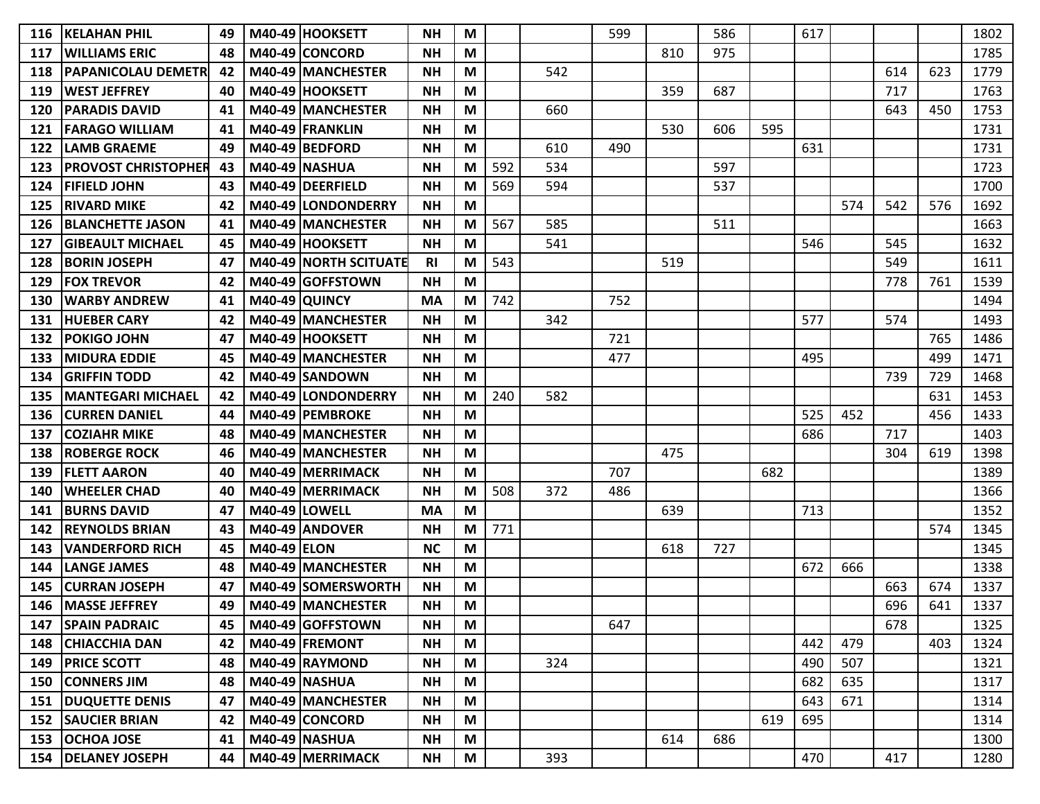| | | | | | | | | | | | | | | | | | |
|---|---|---|---|---|---|---|---|---|---|---|---|---|---|---|---|---|---|
| 116 | KELAHAN PHIL | 49 | M40-49 | HOOKSETT | NH | M | | | 599 | | 586 | | 617 | | | | 1802 |
| 117 | WILLIAMS ERIC | 48 | M40-49 | CONCORD | NH | M | | | | 810 | 975 | | | | | | 1785 |
| 118 | PAPANICOLAU DEMETR | 42 | M40-49 | MANCHESTER | NH | M | | 542 | | | | | | | 614 | 623 | 1779 |
| 119 | WEST JEFFREY | 40 | M40-49 | HOOKSETT | NH | M | | | | 359 | 687 | | | | 717 | | 1763 |
| 120 | PARADIS DAVID | 41 | M40-49 | MANCHESTER | NH | M | | 660 | | | | | | | 643 | 450 | 1753 |
| 121 | FARAGO WILLIAM | 41 | M40-49 | FRANKLIN | NH | M | | | | 530 | 606 | 595 | | | | | 1731 |
| 122 | LAMB GRAEME | 49 | M40-49 | BEDFORD | NH | M | | 610 | 490 | | | | 631 | | | | 1731 |
| 123 | PROVOST CHRISTOPHER | 43 | M40-49 | NASHUA | NH | M | 592 | 534 | | | 597 | | | | | | 1723 |
| 124 | FIFIELD JOHN | 43 | M40-49 | DEERFIELD | NH | M | 569 | 594 | | | 537 | | | | | | 1700 |
| 125 | RIVARD MIKE | 42 | M40-49 | LONDONDERRY | NH | M | | | | | | | | 574 | 542 | 576 | 1692 |
| 126 | BLANCHETTE JASON | 41 | M40-49 | MANCHESTER | NH | M | 567 | 585 | | | 511 | | | | | | 1663 |
| 127 | GIBEAULT MICHAEL | 45 | M40-49 | HOOKSETT | NH | M | | 541 | | | | | 546 | | 545 | | 1632 |
| 128 | BORIN JOSEPH | 47 | M40-49 | NORTH SCITUATE | RI | M | 543 | | | 519 | | | | | 549 | | 1611 |
| 129 | FOX TREVOR | 42 | M40-49 | GOFFSTOWN | NH | M | | | | | | | | | 778 | 761 | 1539 |
| 130 | WARBY ANDREW | 41 | M40-49 | QUINCY | MA | M | 742 | | 752 | | | | | | | | 1494 |
| 131 | HUEBER CARY | 42 | M40-49 | MANCHESTER | NH | M | | 342 | | | | | 577 | | 574 | | 1493 |
| 132 | POKIGO JOHN | 47 | M40-49 | HOOKSETT | NH | M | | | 721 | | | | | | | 765 | 1486 |
| 133 | MIDURA EDDIE | 45 | M40-49 | MANCHESTER | NH | M | | | 477 | | | | 495 | | | 499 | 1471 |
| 134 | GRIFFIN TODD | 42 | M40-49 | SANDOWN | NH | M | | | | | | | | | 739 | 729 | 1468 |
| 135 | MANTEGARI MICHAEL | 42 | M40-49 | LONDONDERRY | NH | M | 240 | 582 | | | | | | | | 631 | 1453 |
| 136 | CURREN DANIEL | 44 | M40-49 | PEMBROKE | NH | M | | | | | | | 525 | 452 | | 456 | 1433 |
| 137 | COZIAHR MIKE | 48 | M40-49 | MANCHESTER | NH | M | | | | | | | 686 | | 717 | | 1403 |
| 138 | ROBERGE ROCK | 46 | M40-49 | MANCHESTER | NH | M | | | | 475 | | | | | 304 | 619 | 1398 |
| 139 | FLETT AARON | 40 | M40-49 | MERRIMACK | NH | M | | | 707 | | | 682 | | | | | 1389 |
| 140 | WHEELER CHAD | 40 | M40-49 | MERRIMACK | NH | M | 508 | 372 | 486 | | | | | | | | 1366 |
| 141 | BURNS DAVID | 47 | M40-49 | LOWELL | MA | M | | | | 639 | | | 713 | | | | 1352 |
| 142 | REYNOLDS BRIAN | 43 | M40-49 | ANDOVER | NH | M | 771 | | | | | | | | | 574 | 1345 |
| 143 | VANDERFORD RICH | 45 | M40-49 | ELON | NC | M | | | | 618 | 727 | | | | | | 1345 |
| 144 | LANGE JAMES | 48 | M40-49 | MANCHESTER | NH | M | | | | | | | 672 | 666 | | | 1338 |
| 145 | CURRAN JOSEPH | 47 | M40-49 | SOMERSWORTH | NH | M | | | | | | | | | 663 | 674 | 1337 |
| 146 | MASSE JEFFREY | 49 | M40-49 | MANCHESTER | NH | M | | | | | | | | | 696 | 641 | 1337 |
| 147 | SPAIN PADRAIC | 45 | M40-49 | GOFFSTOWN | NH | M | | | 647 | | | | | | 678 | | 1325 |
| 148 | CHIACCHIA DAN | 42 | M40-49 | FREMONT | NH | M | | | | | | | 442 | 479 | | 403 | 1324 |
| 149 | PRICE SCOTT | 48 | M40-49 | RAYMOND | NH | M | | 324 | | | | | 490 | 507 | | | 1321 |
| 150 | CONNERS JIM | 48 | M40-49 | NASHUA | NH | M | | | | | | | 682 | 635 | | | 1317 |
| 151 | DUQUETTE DENIS | 47 | M40-49 | MANCHESTER | NH | M | | | | | | | 643 | 671 | | | 1314 |
| 152 | SAUCIER BRIAN | 42 | M40-49 | CONCORD | NH | M | | | | | | 619 | 695 | | | | 1314 |
| 153 | OCHOA JOSE | 41 | M40-49 | NASHUA | NH | M | | | | 614 | 686 | | | | | | 1300 |
| 154 | DELANEY JOSEPH | 44 | M40-49 | MERRIMACK | NH | M | | 393 | | | | | 470 | | 417 | | 1280 |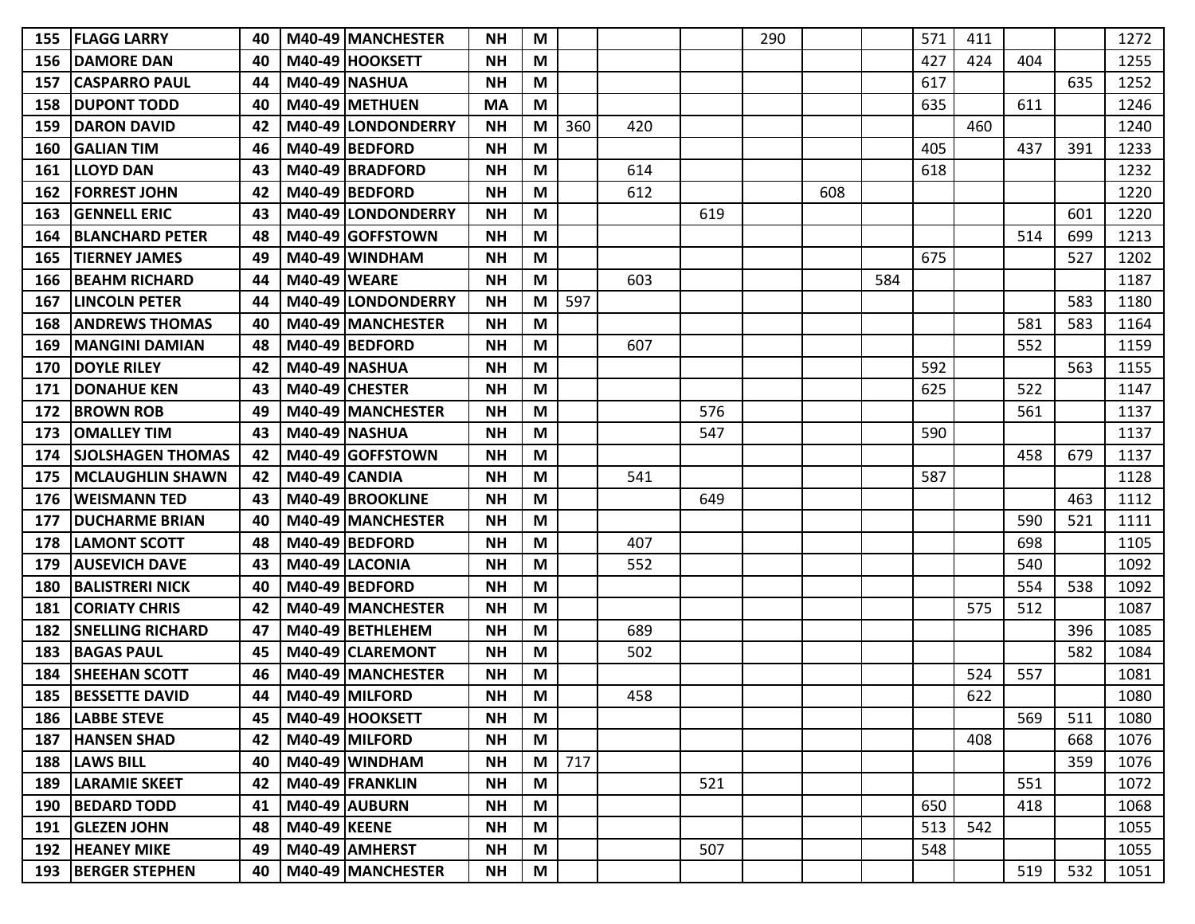| | | | | | | | | | | | | | | | | | |
|---|---|---|---|---|---|---|---|---|---|---|---|---|---|---|---|---|---|
| 155 | FLAGG LARRY | 40 | M40-49 | MANCHESTER | NH | M | | | | 290 | | | 571 | 411 | | | 1272 |
| 156 | DAMORE DAN | 40 | M40-49 | HOOKSETT | NH | M | | | | | | | 427 | 424 | 404 | | 1255 |
| 157 | CASPARRO PAUL | 44 | M40-49 | NASHUA | NH | M | | | | | | | 617 | | | 635 | 1252 |
| 158 | DUPONT TODD | 40 | M40-49 | METHUEN | MA | M | | | | | | | 635 | | 611 | | 1246 |
| 159 | DARON DAVID | 42 | M40-49 | LONDONDERRY | NH | M | 360 | 420 | | | | | | 460 | | | 1240 |
| 160 | GALIAN TIM | 46 | M40-49 | BEDFORD | NH | M | | | | | | | 405 | | 437 | 391 | 1233 |
| 161 | LLOYD DAN | 43 | M40-49 | BRADFORD | NH | M | | 614 | | | | | 618 | | | | 1232 |
| 162 | FORREST JOHN | 42 | M40-49 | BEDFORD | NH | M | | 612 | | | 608 | | | | | | 1220 |
| 163 | GENNELL ERIC | 43 | M40-49 | LONDONDERRY | NH | M | | | 619 | | | | | | | 601 | 1220 |
| 164 | BLANCHARD PETER | 48 | M40-49 | GOFFSTOWN | NH | M | | | | | | | | | 514 | 699 | 1213 |
| 165 | TIERNEY JAMES | 49 | M40-49 | WINDHAM | NH | M | | | | | | | 675 | | | 527 | 1202 |
| 166 | BEAHM RICHARD | 44 | M40-49 | WEARE | NH | M | | 603 | | | | 584 | | | | | 1187 |
| 167 | LINCOLN PETER | 44 | M40-49 | LONDONDERRY | NH | M | 597 | | | | | | | | | 583 | 1180 |
| 168 | ANDREWS THOMAS | 40 | M40-49 | MANCHESTER | NH | M | | | | | | | | | 581 | 583 | 1164 |
| 169 | MANGINI DAMIAN | 48 | M40-49 | BEDFORD | NH | M | | 607 | | | | | | | 552 | | 1159 |
| 170 | DOYLE RILEY | 42 | M40-49 | NASHUA | NH | M | | | | | | | 592 | | | 563 | 1155 |
| 171 | DONAHUE KEN | 43 | M40-49 | CHESTER | NH | M | | | | | | | 625 | | 522 | | 1147 |
| 172 | BROWN ROB | 49 | M40-49 | MANCHESTER | NH | M | | | 576 | | | | | | 561 | | 1137 |
| 173 | OMALLEY TIM | 43 | M40-49 | NASHUA | NH | M | | | 547 | | | | 590 | | | | 1137 |
| 174 | SJOLSHAGEN THOMAS | 42 | M40-49 | GOFFSTOWN | NH | M | | | | | | | | | 458 | 679 | 1137 |
| 175 | MCLAUGHLIN SHAWN | 42 | M40-49 | CANDIA | NH | M | | 541 | | | | | 587 | | | | 1128 |
| 176 | WEISMANN TED | 43 | M40-49 | BROOKLINE | NH | M | | | 649 | | | | | | | 463 | 1112 |
| 177 | DUCHARME BRIAN | 40 | M40-49 | MANCHESTER | NH | M | | | | | | | | | 590 | 521 | 1111 |
| 178 | LAMONT SCOTT | 48 | M40-49 | BEDFORD | NH | M | | 407 | | | | | | | 698 | | 1105 |
| 179 | AUSEVICH DAVE | 43 | M40-49 | LACONIA | NH | M | | 552 | | | | | | | 540 | | 1092 |
| 180 | BALISTRERI NICK | 40 | M40-49 | BEDFORD | NH | M | | | | | | | | | 554 | 538 | 1092 |
| 181 | CORIATY CHRIS | 42 | M40-49 | MANCHESTER | NH | M | | | | | | | | 575 | 512 | | 1087 |
| 182 | SNELLING RICHARD | 47 | M40-49 | BETHLEHEM | NH | M | | 689 | | | | | | | | 396 | 1085 |
| 183 | BAGAS PAUL | 45 | M40-49 | CLAREMONT | NH | M | | 502 | | | | | | | | 582 | 1084 |
| 184 | SHEEHAN SCOTT | 46 | M40-49 | MANCHESTER | NH | M | | | | | | | | 524 | 557 | | 1081 |
| 185 | BESSETTE DAVID | 44 | M40-49 | MILFORD | NH | M | | 458 | | | | | | 622 | | | 1080 |
| 186 | LABBE STEVE | 45 | M40-49 | HOOKSETT | NH | M | | | | | | | | | 569 | 511 | 1080 |
| 187 | HANSEN SHAD | 42 | M40-49 | MILFORD | NH | M | | | | | | | | 408 | | 668 | 1076 |
| 188 | LAWS BILL | 40 | M40-49 | WINDHAM | NH | M | 717 | | | | | | | | | 359 | 1076 |
| 189 | LARAMIE SKEET | 42 | M40-49 | FRANKLIN | NH | M | | | 521 | | | | | | 551 | | 1072 |
| 190 | BEDARD TODD | 41 | M40-49 | AUBURN | NH | M | | | | | | | 650 | | 418 | | 1068 |
| 191 | GLEZEN JOHN | 48 | M40-49 | KEENE | NH | M | | | | | | | 513 | 542 | | | 1055 |
| 192 | HEANEY MIKE | 49 | M40-49 | AMHERST | NH | M | | | 507 | | | | 548 | | | | 1055 |
| 193 | BERGER STEPHEN | 40 | M40-49 | MANCHESTER | NH | M | | | | | | | | | 519 | 532 | 1051 |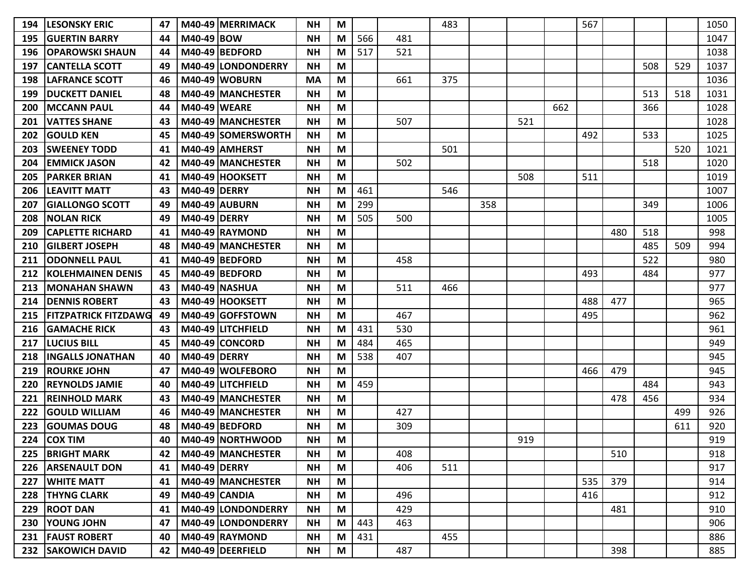| | | | | | | | | | | | | | | | | | |
|---|---|---|---|---|---|---|---|---|---|---|---|---|---|---|---|---|---|
| 194 | LESONSKY ERIC | 47 | M40-49 | MERRIMACK | NH | M | | | 483 | | | | 567 | | | | 1050 |
| 195 | GUERTIN BARRY | 44 | M40-49 | BOW | NH | M | 566 | 481 | | | | | | | | | 1047 |
| 196 | OPAROWSKI SHAUN | 44 | M40-49 | BEDFORD | NH | M | 517 | 521 | | | | | | | | | 1038 |
| 197 | CANTELLA SCOTT | 49 | M40-49 | LONDONDERRY | NH | M | | | | | | | | | 508 | 529 | 1037 |
| 198 | LAFRANCE SCOTT | 46 | M40-49 | WOBURN | MA | M | | 661 | 375 | | | | | | | | 1036 |
| 199 | DUCKETT DANIEL | 48 | M40-49 | MANCHESTER | NH | M | | | | | | | | | 513 | 518 | 1031 |
| 200 | MCCANN PAUL | 44 | M40-49 | WEARE | NH | M | | | | | | 662 | | | 366 | | 1028 |
| 201 | VATTES SHANE | 43 | M40-49 | MANCHESTER | NH | M | | 507 | | | 521 | | | | | | 1028 |
| 202 | GOULD KEN | 45 | M40-49 | SOMERSWORTH | NH | M | | | | | | | 492 | | 533 | | 1025 |
| 203 | SWEENEY TODD | 41 | M40-49 | AMHERST | NH | M | | | 501 | | | | | | | 520 | 1021 |
| 204 | EMMICK JASON | 42 | M40-49 | MANCHESTER | NH | M | | 502 | | | | | | | 518 | | 1020 |
| 205 | PARKER BRIAN | 41 | M40-49 | HOOKSETT | NH | M | | | | | 508 | | 511 | | | | 1019 |
| 206 | LEAVITT MATT | 43 | M40-49 | DERRY | NH | M | 461 | | 546 | | | | | | | | 1007 |
| 207 | GIALLONGO SCOTT | 49 | M40-49 | AUBURN | NH | M | 299 | | | 358 | | | | | 349 | | 1006 |
| 208 | NOLAN RICK | 49 | M40-49 | DERRY | NH | M | 505 | 500 | | | | | | | | | 1005 |
| 209 | CAPLETTE RICHARD | 41 | M40-49 | RAYMOND | NH | M | | | | | | | | 480 | 518 | | 998 |
| 210 | GILBERT JOSEPH | 48 | M40-49 | MANCHESTER | NH | M | | | | | | | | | 485 | 509 | 994 |
| 211 | ODONNELL PAUL | 41 | M40-49 | BEDFORD | NH | M | | 458 | | | | | | | 522 | | 980 |
| 212 | KOLEHMAINEN DENIS | 45 | M40-49 | BEDFORD | NH | M | | | | | | | 493 | | 484 | | 977 |
| 213 | MONAHAN SHAWN | 43 | M40-49 | NASHUA | NH | M | | 511 | 466 | | | | | | | | 977 |
| 214 | DENNIS ROBERT | 43 | M40-49 | HOOKSETT | NH | M | | | | | | | 488 | 477 | | | 965 |
| 215 | FITZPATRICK FITZDAWG | 49 | M40-49 | GOFFSTOWN | NH | M | | 467 | | | | | 495 | | | | 962 |
| 216 | GAMACHE RICK | 43 | M40-49 | LITCHFIELD | NH | M | 431 | 530 | | | | | | | | | 961 |
| 217 | LUCIUS BILL | 45 | M40-49 | CONCORD | NH | M | 484 | 465 | | | | | | | | | 949 |
| 218 | INGALLS JONATHAN | 40 | M40-49 | DERRY | NH | M | 538 | 407 | | | | | | | | | 945 |
| 219 | ROURKE JOHN | 47 | M40-49 | WOLFEBORO | NH | M | | | | | | | 466 | 479 | | | 945 |
| 220 | REYNOLDS JAMIE | 40 | M40-49 | LITCHFIELD | NH | M | 459 | | | | | | | | 484 | | 943 |
| 221 | REINHOLD MARK | 43 | M40-49 | MANCHESTER | NH | M | | | | | | | | 478 | 456 | | 934 |
| 222 | GOULD WILLIAM | 46 | M40-49 | MANCHESTER | NH | M | | 427 | | | | | | | | 499 | 926 |
| 223 | GOUMAS DOUG | 48 | M40-49 | BEDFORD | NH | M | | 309 | | | | | | | | 611 | 920 |
| 224 | COX TIM | 40 | M40-49 | NORTHWOOD | NH | M | | | | | 919 | | | | | | 919 |
| 225 | BRIGHT MARK | 42 | M40-49 | MANCHESTER | NH | M | | 408 | | | | | | 510 | | | 918 |
| 226 | ARSENAULT DON | 41 | M40-49 | DERRY | NH | M | | 406 | 511 | | | | | | | | 917 |
| 227 | WHITE MATT | 41 | M40-49 | MANCHESTER | NH | M | | | | | | | 535 | 379 | | | 914 |
| 228 | THYNG CLARK | 49 | M40-49 | CANDIA | NH | M | | 496 | | | | | 416 | | | | 912 |
| 229 | ROOT DAN | 41 | M40-49 | LONDONDERRY | NH | M | | 429 | | | | | | 481 | | | 910 |
| 230 | YOUNG JOHN | 47 | M40-49 | LONDONDERRY | NH | M | 443 | 463 | | | | | | | | | 906 |
| 231 | FAUST ROBERT | 40 | M40-49 | RAYMOND | NH | M | 431 | | 455 | | | | | | | | 886 |
| 232 | SAKOWICH DAVID | 42 | M40-49 | DEERFIELD | NH | M | | 487 | | | | | | 398 | | | 885 |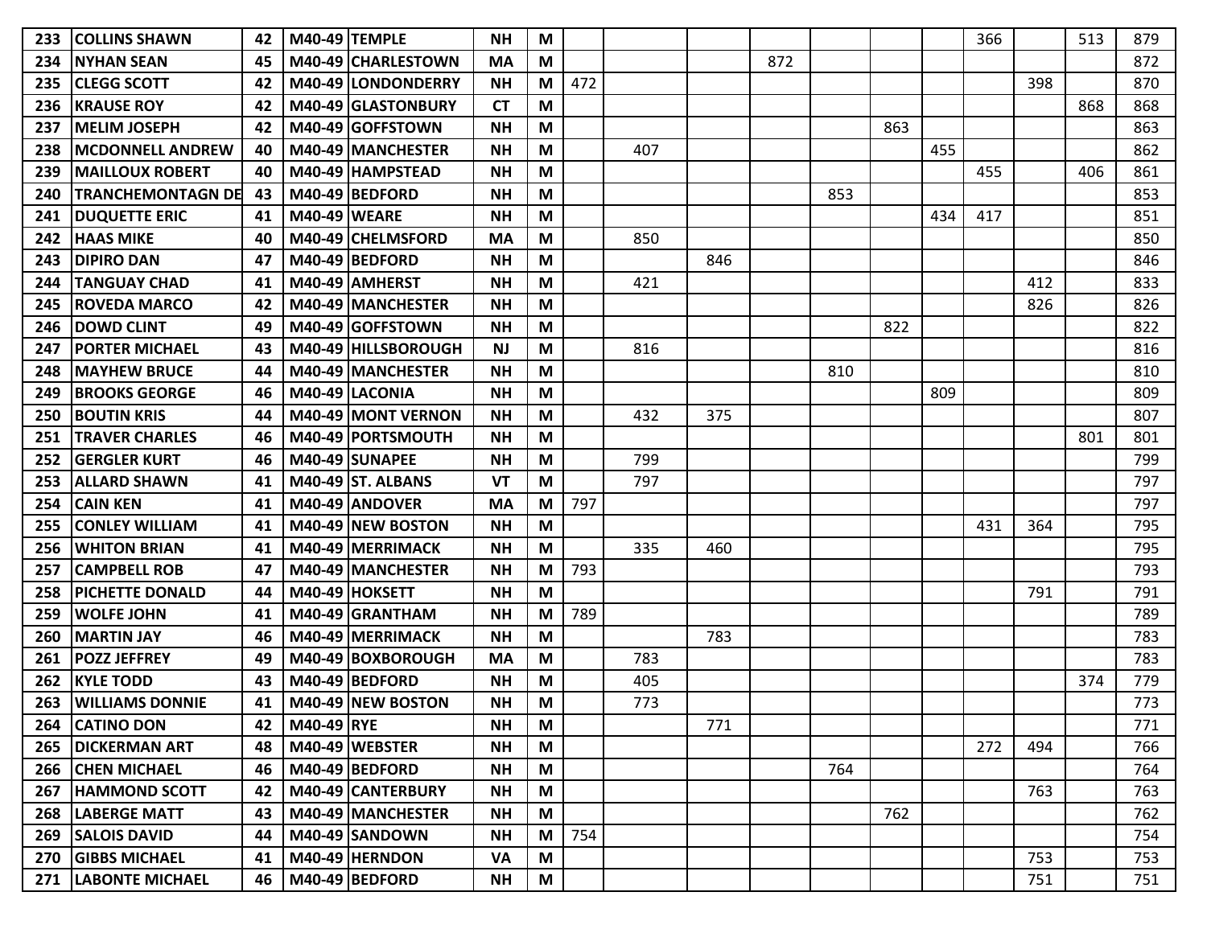| | | | | | | | | | | | | | | | | | |
|---|---|---|---|---|---|---|---|---|---|---|---|---|---|---|---|---|---|
| 233 | COLLINS SHAWN | 42 | M40-49 | TEMPLE | NH | M | | | | | | | | 366 | | 513 | 879 |
| 234 | NYHAN SEAN | 45 | M40-49 | CHARLESTOWN | MA | M | | | | 872 | | | | | | | 872 |
| 235 | CLEGG SCOTT | 42 | M40-49 | LONDONDERRY | NH | M | 472 | | | | | | | | 398 | | 870 |
| 236 | KRAUSE ROY | 42 | M40-49 | GLASTONBURY | CT | M | | | | | | | | | | 868 | 868 |
| 237 | MELIM JOSEPH | 42 | M40-49 | GOFFSTOWN | NH | M | | | | | | 863 | | | | | 863 |
| 238 | MCDONNELL ANDREW | 40 | M40-49 | MANCHESTER | NH | M | | 407 | | | | | 455 | | | | 862 |
| 239 | MAILLOUX ROBERT | 40 | M40-49 | HAMPSTEAD | NH | M | | | | | | | | 455 | | 406 | 861 |
| 240 | TRANCHEMONTAGN DE | 43 | M40-49 | BEDFORD | NH | M | | | | | 853 | | | | | | 853 |
| 241 | DUQUETTE ERIC | 41 | M40-49 | WEARE | NH | M | | | | | | | 434 | 417 | | | 851 |
| 242 | HAAS MIKE | 40 | M40-49 | CHELMSFORD | MA | M | | 850 | | | | | | | | | 850 |
| 243 | DIPIRO DAN | 47 | M40-49 | BEDFORD | NH | M | | | 846 | | | | | | | | 846 |
| 244 | TANGUAY CHAD | 41 | M40-49 | AMHERST | NH | M | | 421 | | | | | | | 412 | | 833 |
| 245 | ROVEDA MARCO | 42 | M40-49 | MANCHESTER | NH | M | | | | | | | | | 826 | | 826 |
| 246 | DOWD CLINT | 49 | M40-49 | GOFFSTOWN | NH | M | | | | | | 822 | | | | | 822 |
| 247 | PORTER MICHAEL | 43 | M40-49 | HILLSBOROUGH | NJ | M | | 816 | | | | | | | | | 816 |
| 248 | MAYHEW BRUCE | 44 | M40-49 | MANCHESTER | NH | M | | | | | 810 | | | | | | 810 |
| 249 | BROOKS GEORGE | 46 | M40-49 | LACONIA | NH | M | | | | | | | 809 | | | | 809 |
| 250 | BOUTIN KRIS | 44 | M40-49 | MONT VERNON | NH | M | | 432 | 375 | | | | | | | | 807 |
| 251 | TRAVER CHARLES | 46 | M40-49 | PORTSMOUTH | NH | M | | | | | | | | | | 801 | 801 |
| 252 | GERGLER KURT | 46 | M40-49 | SUNAPEE | NH | M | | 799 | | | | | | | | | 799 |
| 253 | ALLARD SHAWN | 41 | M40-49 | ST. ALBANS | VT | M | | 797 | | | | | | | | | 797 |
| 254 | CAIN KEN | 41 | M40-49 | ANDOVER | MA | M | 797 | | | | | | | | | | 797 |
| 255 | CONLEY WILLIAM | 41 | M40-49 | NEW BOSTON | NH | M | | | | | | | | 431 | 364 | | 795 |
| 256 | WHITON BRIAN | 41 | M40-49 | MERRIMACK | NH | M | | 335 | 460 | | | | | | | | 795 |
| 257 | CAMPBELL ROB | 47 | M40-49 | MANCHESTER | NH | M | 793 | | | | | | | | | | 793 |
| 258 | PICHETTE DONALD | 44 | M40-49 | HOKSETT | NH | M | | | | | | | | | 791 | | 791 |
| 259 | WOLFE JOHN | 41 | M40-49 | GRANTHAM | NH | M | 789 | | | | | | | | | | 789 |
| 260 | MARTIN JAY | 46 | M40-49 | MERRIMACK | NH | M | | | 783 | | | | | | | | 783 |
| 261 | POZZ JEFFREY | 49 | M40-49 | BOXBOROUGH | MA | M | | 783 | | | | | | | | | 783 |
| 262 | KYLE TODD | 43 | M40-49 | BEDFORD | NH | M | | 405 | | | | | | | | 374 | 779 |
| 263 | WILLIAMS DONNIE | 41 | M40-49 | NEW BOSTON | NH | M | | 773 | | | | | | | | | 773 |
| 264 | CATINO DON | 42 | M40-49 | RYE | NH | M | | | 771 | | | | | | | | 771 |
| 265 | DICKERMAN ART | 48 | M40-49 | WEBSTER | NH | M | | | | | | | | 272 | 494 | | 766 |
| 266 | CHEN MICHAEL | 46 | M40-49 | BEDFORD | NH | M | | | | | 764 | | | | | | 764 |
| 267 | HAMMOND SCOTT | 42 | M40-49 | CANTERBURY | NH | M | | | | | | | | | 763 | | 763 |
| 268 | LABERGE MATT | 43 | M40-49 | MANCHESTER | NH | M | | | | | | 762 | | | | | 762 |
| 269 | SALOIS DAVID | 44 | M40-49 | SANDOWN | NH | M | 754 | | | | | | | | | | 754 |
| 270 | GIBBS MICHAEL | 41 | M40-49 | HERNDON | VA | M | | | | | | | | | 753 | | 753 |
| 271 | LABONTE MICHAEL | 46 | M40-49 | BEDFORD | NH | M | | | | | | | | | 751 | | 751 |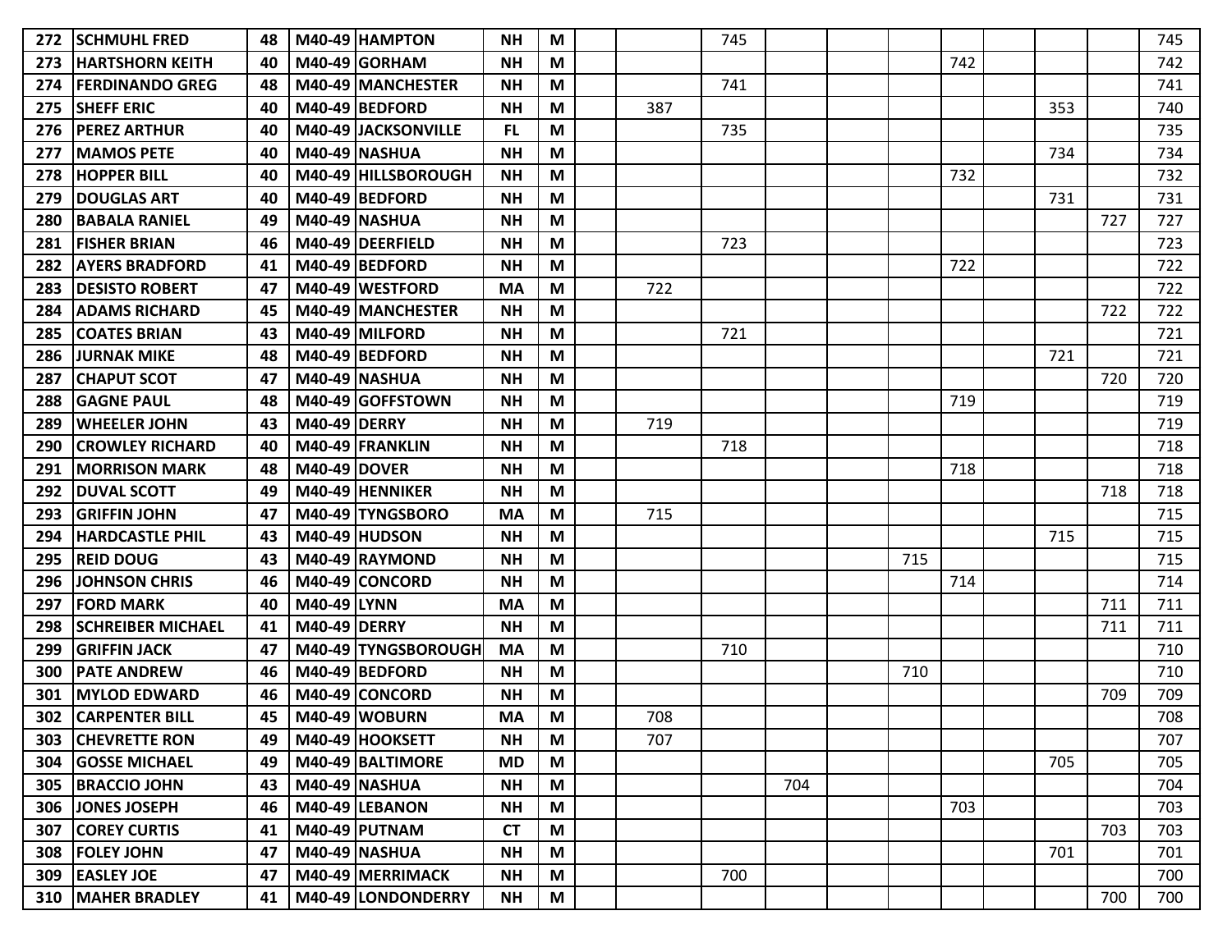| 272 | SCHMUHL FRED | 48 | M40-49 | HAMPTON | NH | M | | | 745 | | | | | | | | 745 |
|---|---|---|---|---|---|---|---|---|---|---|---|---|---|---|---|---|---|
| 273 | HARTSHORN KEITH | 40 | M40-49 | GORHAM | NH | M | | | | | | | 742 | | | | 742 |
| 274 | FERDINANDO GREG | 48 | M40-49 | MANCHESTER | NH | M | | | 741 | | | | | | | | 741 |
| 275 | SHEFF ERIC | 40 | M40-49 | BEDFORD | NH | M | | 387 | | | | | | | 353 | | 740 |
| 276 | PEREZ ARTHUR | 40 | M40-49 | JACKSONVILLE | FL | M | | | 735 | | | | | | | | 735 |
| 277 | MAMOS PETE | 40 | M40-49 | NASHUA | NH | M | | | | | | | | | 734 | | 734 |
| 278 | HOPPER BILL | 40 | M40-49 | HILLSBOROUGH | NH | M | | | | | | | 732 | | | | 732 |
| 279 | DOUGLAS ART | 40 | M40-49 | BEDFORD | NH | M | | | | | | | | | 731 | | 731 |
| 280 | BABALA RANIEL | 49 | M40-49 | NASHUA | NH | M | | | | | | | | | | 727 | 727 |
| 281 | FISHER BRIAN | 46 | M40-49 | DEERFIELD | NH | M | | | 723 | | | | | | | | 723 |
| 282 | AYERS BRADFORD | 41 | M40-49 | BEDFORD | NH | M | | | | | | | 722 | | | | 722 |
| 283 | DESISTO ROBERT | 47 | M40-49 | WESTFORD | MA | M | | 722 | | | | | | | | | 722 |
| 284 | ADAMS RICHARD | 45 | M40-49 | MANCHESTER | NH | M | | | | | | | | | | 722 | 722 |
| 285 | COATES BRIAN | 43 | M40-49 | MILFORD | NH | M | | | 721 | | | | | | | | 721 |
| 286 | JURNAK MIKE | 48 | M40-49 | BEDFORD | NH | M | | | | | | | | | 721 | | 721 |
| 287 | CHAPUT SCOT | 47 | M40-49 | NASHUA | NH | M | | | | | | | | | | 720 | 720 |
| 288 | GAGNE PAUL | 48 | M40-49 | GOFFSTOWN | NH | M | | | | | | | 719 | | | | 719 |
| 289 | WHEELER JOHN | 43 | M40-49 | DERRY | NH | M | | 719 | | | | | | | | | 719 |
| 290 | CROWLEY RICHARD | 40 | M40-49 | FRANKLIN | NH | M | | | 718 | | | | | | | | 718 |
| 291 | MORRISON MARK | 48 | M40-49 | DOVER | NH | M | | | | | | | 718 | | | | 718 |
| 292 | DUVAL SCOTT | 49 | M40-49 | HENNIKER | NH | M | | | | | | | | | | 718 | 718 |
| 293 | GRIFFIN JOHN | 47 | M40-49 | TYNGSBORO | MA | M | | 715 | | | | | | | | | 715 |
| 294 | HARDCASTLE PHIL | 43 | M40-49 | HUDSON | NH | M | | | | | | | | | 715 | | 715 |
| 295 | REID DOUG | 43 | M40-49 | RAYMOND | NH | M | | | | | | 715 | | | | | 715 |
| 296 | JOHNSON CHRIS | 46 | M40-49 | CONCORD | NH | M | | | | | | | 714 | | | | 714 |
| 297 | FORD MARK | 40 | M40-49 | LYNN | MA | M | | | | | | | | | | 711 | 711 |
| 298 | SCHREIBER MICHAEL | 41 | M40-49 | DERRY | NH | M | | | | | | | | | | 711 | 711 |
| 299 | GRIFFIN JACK | 47 | M40-49 | TYNGSBOROUGH | MA | M | | | 710 | | | | | | | | 710 |
| 300 | PATE ANDREW | 46 | M40-49 | BEDFORD | NH | M | | | | | | 710 | | | | | 710 |
| 301 | MYLOD EDWARD | 46 | M40-49 | CONCORD | NH | M | | | | | | | | | | 709 | 709 |
| 302 | CARPENTER BILL | 45 | M40-49 | WOBURN | MA | M | | 708 | | | | | | | | | 708 |
| 303 | CHEVRETTE RON | 49 | M40-49 | HOOKSETT | NH | M | | 707 | | | | | | | | | 707 |
| 304 | GOSSE MICHAEL | 49 | M40-49 | BALTIMORE | MD | M | | | | | | | | | 705 | | 705 |
| 305 | BRACCIO JOHN | 43 | M40-49 | NASHUA | NH | M | | | | 704 | | | | | | | 704 |
| 306 | JONES JOSEPH | 46 | M40-49 | LEBANON | NH | M | | | | | | | 703 | | | | 703 |
| 307 | COREY CURTIS | 41 | M40-49 | PUTNAM | CT | M | | | | | | | | | | 703 | 703 |
| 308 | FOLEY JOHN | 47 | M40-49 | NASHUA | NH | M | | | | | | | | | 701 | | 701 |
| 309 | EASLEY JOE | 47 | M40-49 | MERRIMACK | NH | M | | | 700 | | | | | | | | 700 |
| 310 | MAHER BRADLEY | 41 | M40-49 | LONDONDERRY | NH | M | | | | | | | | | | 700 | 700 |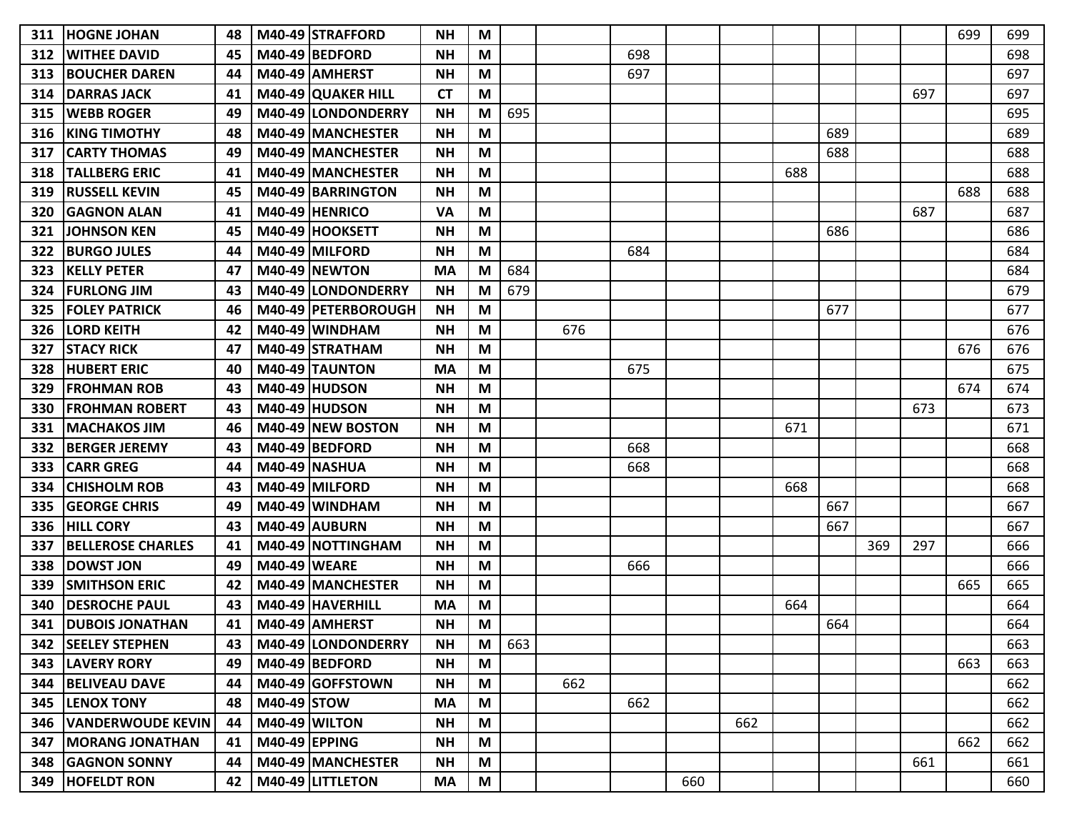| | | | | | | | | | | | | | | | | | |
|---|---|---|---|---|---|---|---|---|---|---|---|---|---|---|---|---|---|
| 311 | HOGNE JOHAN | 48 | M40-49 | STRAFFORD | NH | M | | | | | | | | | | 699 | 699 |
| 312 | WITHEE DAVID | 45 | M40-49 | BEDFORD | NH | M | | | 698 | | | | | | | | 698 |
| 313 | BOUCHER DAREN | 44 | M40-49 | AMHERST | NH | M | | | 697 | | | | | | | | 697 |
| 314 | DARRAS JACK | 41 | M40-49 | QUAKER HILL | CT | M | | | | | | | | | 697 | | 697 |
| 315 | WEBB ROGER | 49 | M40-49 | LONDONDERRY | NH | M | 695 | | | | | | | | | | 695 |
| 316 | KING TIMOTHY | 48 | M40-49 | MANCHESTER | NH | M | | | | | | | 689 | | | | 689 |
| 317 | CARTY THOMAS | 49 | M40-49 | MANCHESTER | NH | M | | | | | | | 688 | | | | 688 |
| 318 | TALLBERG ERIC | 41 | M40-49 | MANCHESTER | NH | M | | | | | | 688 | | | | | 688 |
| 319 | RUSSELL KEVIN | 45 | M40-49 | BARRINGTON | NH | M | | | | | | | | | | 688 | 688 |
| 320 | GAGNON ALAN | 41 | M40-49 | HENRICO | VA | M | | | | | | | | | 687 | | 687 |
| 321 | JOHNSON KEN | 45 | M40-49 | HOOKSETT | NH | M | | | | | | | 686 | | | | 686 |
| 322 | BURGO JULES | 44 | M40-49 | MILFORD | NH | M | | | 684 | | | | | | | | 684 |
| 323 | KELLY PETER | 47 | M40-49 | NEWTON | MA | M | 684 | | | | | | | | | | 684 |
| 324 | FURLONG JIM | 43 | M40-49 | LONDONDERRY | NH | M | 679 | | | | | | | | | | 679 |
| 325 | FOLEY PATRICK | 46 | M40-49 | PETERBOROUGH | NH | M | | | | | | | 677 | | | | 677 |
| 326 | LORD KEITH | 42 | M40-49 | WINDHAM | NH | M | | 676 | | | | | | | | | 676 |
| 327 | STACY RICK | 47 | M40-49 | STRATHAM | NH | M | | | | | | | | | | 676 | 676 |
| 328 | HUBERT ERIC | 40 | M40-49 | TAUNTON | MA | M | | | 675 | | | | | | | | 675 |
| 329 | FROHMAN ROB | 43 | M40-49 | HUDSON | NH | M | | | | | | | | | | 674 | 674 |
| 330 | FROHMAN ROBERT | 43 | M40-49 | HUDSON | NH | M | | | | | | | | | 673 | | 673 |
| 331 | MACHAKOS JIM | 46 | M40-49 | NEW BOSTON | NH | M | | | | | | 671 | | | | | 671 |
| 332 | BERGER JEREMY | 43 | M40-49 | BEDFORD | NH | M | | | 668 | | | | | | | | 668 |
| 333 | CARR GREG | 44 | M40-49 | NASHUA | NH | M | | | 668 | | | | | | | | 668 |
| 334 | CHISHOLM ROB | 43 | M40-49 | MILFORD | NH | M | | | | | | 668 | | | | | 668 |
| 335 | GEORGE CHRIS | 49 | M40-49 | WINDHAM | NH | M | | | | | | | 667 | | | | 667 |
| 336 | HILL CORY | 43 | M40-49 | AUBURN | NH | M | | | | | | | 667 | | | | 667 |
| 337 | BELLEROSE CHARLES | 41 | M40-49 | NOTTINGHAM | NH | M | | | | | | | | 369 | 297 | | 666 |
| 338 | DOWST JON | 49 | M40-49 | WEARE | NH | M | | | 666 | | | | | | | | 666 |
| 339 | SMITHSON ERIC | 42 | M40-49 | MANCHESTER | NH | M | | | | | | | | | | 665 | 665 |
| 340 | DESROCHE PAUL | 43 | M40-49 | HAVERHILL | MA | M | | | | | | 664 | | | | | 664 |
| 341 | DUBOIS JONATHAN | 41 | M40-49 | AMHERST | NH | M | | | | | | | 664 | | | | 664 |
| 342 | SEELEY STEPHEN | 43 | M40-49 | LONDONDERRY | NH | M | 663 | | | | | | | | | | 663 |
| 343 | LAVERY RORY | 49 | M40-49 | BEDFORD | NH | M | | | | | | | | | | 663 | 663 |
| 344 | BELIVEAU DAVE | 44 | M40-49 | GOFFSTOWN | NH | M | | 662 | | | | | | | | | 662 |
| 345 | LENOX TONY | 48 | M40-49 | STOW | MA | M | | | 662 | | | | | | | | 662 |
| 346 | VANDERWOUDE KEVIN | 44 | M40-49 | WILTON | NH | M | | | | | 662 | | | | | | 662 |
| 347 | MORANG JONATHAN | 41 | M40-49 | EPPING | NH | M | | | | | | | | | | 662 | 662 |
| 348 | GAGNON SONNY | 44 | M40-49 | MANCHESTER | NH | M | | | | | | | | | 661 | | 661 |
| 349 | HOFELDT RON | 42 | M40-49 | LITTLETON | MA | M | | | | 660 | | | | | | | 660 |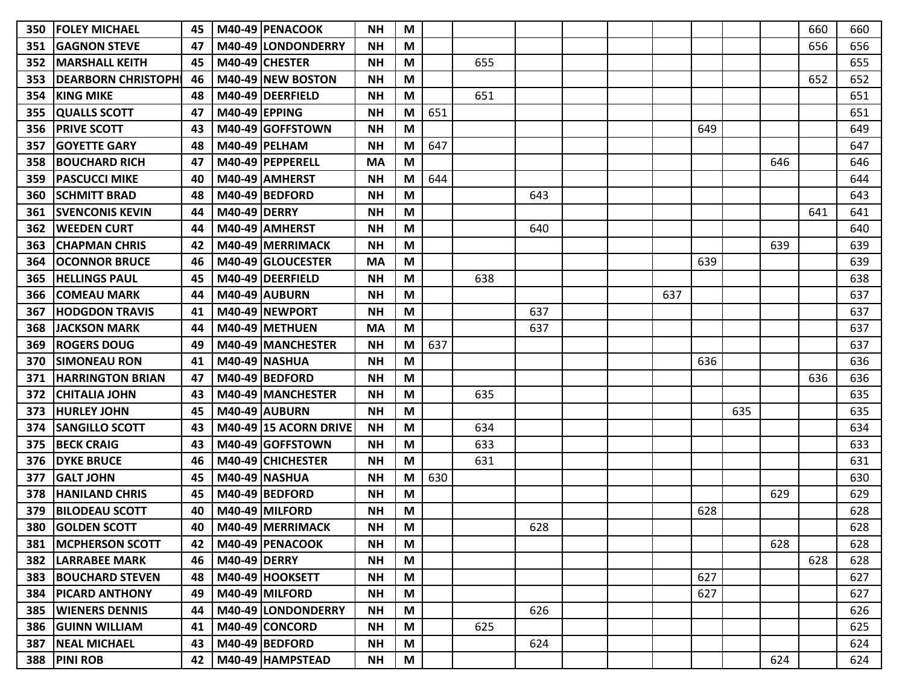| | | | | | | | | | | | | | | | | | |
|---|---|---|---|---|---|---|---|---|---|---|---|---|---|---|---|---|---|
| 350 | FOLEY MICHAEL | 45 | M40-49 | PENACOOK | NH | M | | | | | | | | | | 660 | 660 |
| 351 | GAGNON STEVE | 47 | M40-49 | LONDONDERRY | NH | M | | | | | | | | | | 656 | 656 |
| 352 | MARSHALL KEITH | 45 | M40-49 | CHESTER | NH | M | | 655 | | | | | | | | | 655 |
| 353 | DEARBORN CHRISTOPH | 46 | M40-49 | NEW BOSTON | NH | M | | | | | | | | | | 652 | 652 |
| 354 | KING MIKE | 48 | M40-49 | DEERFIELD | NH | M | | 651 | | | | | | | | | 651 |
| 355 | QUALLS SCOTT | 47 | M40-49 | EPPING | NH | M | 651 | | | | | | | | | | 651 |
| 356 | PRIVE SCOTT | 43 | M40-49 | GOFFSTOWN | NH | M | | | | | | | 649 | | | | 649 |
| 357 | GOYETTE GARY | 48 | M40-49 | PELHAM | NH | M | 647 | | | | | | | | | | 647 |
| 358 | BOUCHARD RICH | 47 | M40-49 | PEPPERELL | MA | M | | | | | | | | | 646 | | 646 |
| 359 | PASCUCCI MIKE | 40 | M40-49 | AMHERST | NH | M | 644 | | | | | | | | | | 644 |
| 360 | SCHMITT BRAD | 48 | M40-49 | BEDFORD | NH | M | | | 643 | | | | | | | | 643 |
| 361 | SVENCONIS KEVIN | 44 | M40-49 | DERRY | NH | M | | | | | | | | | | 641 | 641 |
| 362 | WEEDEN CURT | 44 | M40-49 | AMHERST | NH | M | | | 640 | | | | | | | | 640 |
| 363 | CHAPMAN CHRIS | 42 | M40-49 | MERRIMACK | NH | M | | | | | | | | | 639 | | 639 |
| 364 | OCONNOR BRUCE | 46 | M40-49 | GLOUCESTER | MA | M | | | | | | | 639 | | | | 639 |
| 365 | HELLINGS PAUL | 45 | M40-49 | DEERFIELD | NH | M | | 638 | | | | | | | | | 638 |
| 366 | COMEAU MARK | 44 | M40-49 | AUBURN | NH | M | | | | | | 637 | | | | | 637 |
| 367 | HODGDON TRAVIS | 41 | M40-49 | NEWPORT | NH | M | | | 637 | | | | | | | | 637 |
| 368 | JACKSON MARK | 44 | M40-49 | METHUEN | MA | M | | | 637 | | | | | | | | 637 |
| 369 | ROGERS DOUG | 49 | M40-49 | MANCHESTER | NH | M | 637 | | | | | | | | | | 637 |
| 370 | SIMONEAU RON | 41 | M40-49 | NASHUA | NH | M | | | | | | | 636 | | | | 636 |
| 371 | HARRINGTON BRIAN | 47 | M40-49 | BEDFORD | NH | M | | | | | | | | | | 636 | 636 |
| 372 | CHITALIA JOHN | 43 | M40-49 | MANCHESTER | NH | M | | 635 | | | | | | | | | 635 |
| 373 | HURLEY JOHN | 45 | M40-49 | AUBURN | NH | M | | | | | | | | 635 | | | 635 |
| 374 | SANGILLO SCOTT | 43 | M40-49 | 15 ACORN DRIVE | NH | M | | 634 | | | | | | | | | 634 |
| 375 | BECK CRAIG | 43 | M40-49 | GOFFSTOWN | NH | M | | 633 | | | | | | | | | 633 |
| 376 | DYKE BRUCE | 46 | M40-49 | CHICHESTER | NH | M | | 631 | | | | | | | | | 631 |
| 377 | GALT JOHN | 45 | M40-49 | NASHUA | NH | M | 630 | | | | | | | | | | 630 |
| 378 | HANILAND CHRIS | 45 | M40-49 | BEDFORD | NH | M | | | | | | | | | 629 | | 629 |
| 379 | BILODEAU SCOTT | 40 | M40-49 | MILFORD | NH | M | | | | | | | 628 | | | | 628 |
| 380 | GOLDEN SCOTT | 40 | M40-49 | MERRIMACK | NH | M | | | 628 | | | | | | | | 628 |
| 381 | MCPHERSON SCOTT | 42 | M40-49 | PENACOOK | NH | M | | | | | | | | | 628 | | 628 |
| 382 | LARRABEE MARK | 46 | M40-49 | DERRY | NH | M | | | | | | | | | | 628 | 628 |
| 383 | BOUCHARD STEVEN | 48 | M40-49 | HOOKSETT | NH | M | | | | | | | 627 | | | | 627 |
| 384 | PICARD ANTHONY | 49 | M40-49 | MILFORD | NH | M | | | | | | | 627 | | | | 627 |
| 385 | WIENERS DENNIS | 44 | M40-49 | LONDONDERRY | NH | M | | | 626 | | | | | | | | 626 |
| 386 | GUINN WILLIAM | 41 | M40-49 | CONCORD | NH | M | | 625 | | | | | | | | | 625 |
| 387 | NEAL MICHAEL | 43 | M40-49 | BEDFORD | NH | M | | | 624 | | | | | | | | 624 |
| 388 | PINI ROB | 42 | M40-49 | HAMPSTEAD | NH | M | | | | | | | | | 624 | | 624 |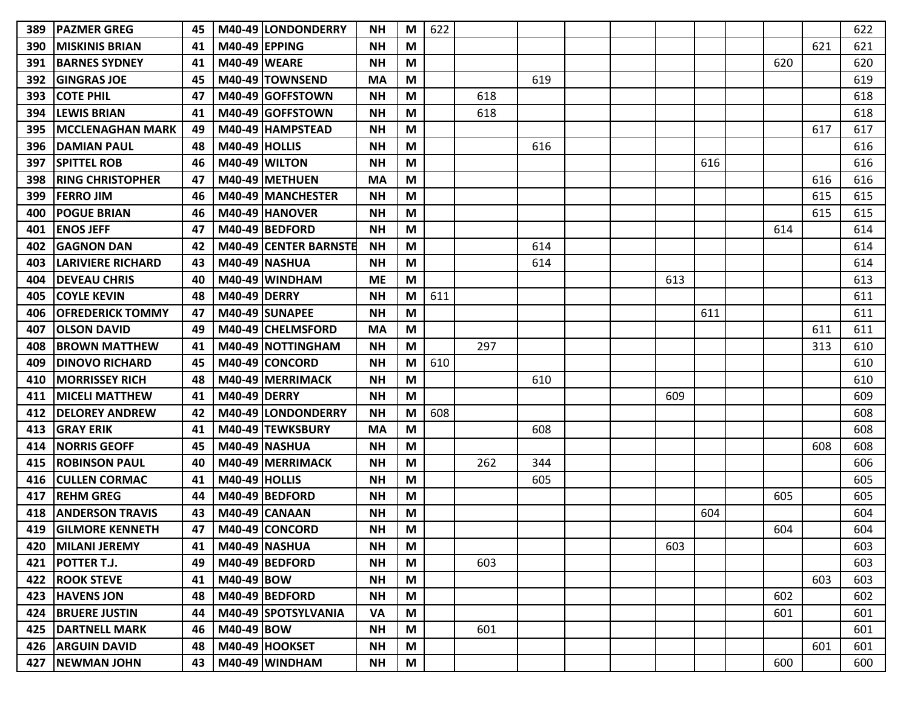| | | | | | | | | | | | | | | | | | |
|---|---|---|---|---|---|---|---|---|---|---|---|---|---|---|---|---|---|
| 389 | PAZMER GREG | 45 | M40-49 | LONDONDERRY | NH | M | 622 | | | | | | | | | | 622 |
| 390 | MISKINIS BRIAN | 41 | M40-49 | EPPING | NH | M | | | | | | | | | | 621 | 621 |
| 391 | BARNES SYDNEY | 41 | M40-49 | WEARE | NH | M | | | | | | | | | 620 | | 620 |
| 392 | GINGRAS JOE | 45 | M40-49 | TOWNSEND | MA | M | | | 619 | | | | | | | | 619 |
| 393 | COTE PHIL | 47 | M40-49 | GOFFSTOWN | NH | M | | 618 | | | | | | | | | 618 |
| 394 | LEWIS BRIAN | 41 | M40-49 | GOFFSTOWN | NH | M | | 618 | | | | | | | | | 618 |
| 395 | MCCLENAGHAN MARK | 49 | M40-49 | HAMPSTEAD | NH | M | | | | | | | | | | 617 | 617 |
| 396 | DAMIAN PAUL | 48 | M40-49 | HOLLIS | NH | M | | | 616 | | | | | | | | 616 |
| 397 | SPITTEL ROB | 46 | M40-49 | WILTON | NH | M | | | | | | | 616 | | | | 616 |
| 398 | RING CHRISTOPHER | 47 | M40-49 | METHUEN | MA | M | | | | | | | | | | 616 | 616 |
| 399 | FERRO JIM | 46 | M40-49 | MANCHESTER | NH | M | | | | | | | | | | 615 | 615 |
| 400 | POGUE BRIAN | 46 | M40-49 | HANOVER | NH | M | | | | | | | | | | 615 | 615 |
| 401 | ENOS JEFF | 47 | M40-49 | BEDFORD | NH | M | | | | | | | | | 614 | | 614 |
| 402 | GAGNON DAN | 42 | M40-49 | CENTER BARNSTE | NH | M | | | 614 | | | | | | | | 614 |
| 403 | LARIVIERE RICHARD | 43 | M40-49 | NASHUA | NH | M | | | 614 | | | | | | | | 614 |
| 404 | DEVEAU CHRIS | 40 | M40-49 | WINDHAM | ME | M | | | | | | 613 | | | | | 613 |
| 405 | COYLE KEVIN | 48 | M40-49 | DERRY | NH | M | 611 | | | | | | | | | | 611 |
| 406 | OFREDERICK TOMMY | 47 | M40-49 | SUNAPEE | NH | M | | | | | | | 611 | | | | 611 |
| 407 | OLSON DAVID | 49 | M40-49 | CHELMSFORD | MA | M | | | | | | | | | | 611 | 611 |
| 408 | BROWN MATTHEW | 41 | M40-49 | NOTTINGHAM | NH | M | | 297 | | | | | | | | 313 | 610 |
| 409 | DINOVO RICHARD | 45 | M40-49 | CONCORD | NH | M | 610 | | | | | | | | | | 610 |
| 410 | MORRISSEY RICH | 48 | M40-49 | MERRIMACK | NH | M | | | 610 | | | | | | | | 610 |
| 411 | MICELI MATTHEW | 41 | M40-49 | DERRY | NH | M | | | | | | 609 | | | | | 609 |
| 412 | DELOREY ANDREW | 42 | M40-49 | LONDONDERRY | NH | M | 608 | | | | | | | | | | 608 |
| 413 | GRAY ERIK | 41 | M40-49 | TEWKSBURY | MA | M | | | 608 | | | | | | | | 608 |
| 414 | NORRIS GEOFF | 45 | M40-49 | NASHUA | NH | M | | | | | | | | | | 608 | 608 |
| 415 | ROBINSON PAUL | 40 | M40-49 | MERRIMACK | NH | M | | 262 | 344 | | | | | | | | 606 |
| 416 | CULLEN CORMAC | 41 | M40-49 | HOLLIS | NH | M | | | 605 | | | | | | | | 605 |
| 417 | REHM GREG | 44 | M40-49 | BEDFORD | NH | M | | | | | | | | | 605 | | 605 |
| 418 | ANDERSON TRAVIS | 43 | M40-49 | CANAAN | NH | M | | | | | | | 604 | | | | 604 |
| 419 | GILMORE KENNETH | 47 | M40-49 | CONCORD | NH | M | | | | | | | | | 604 | | 604 |
| 420 | MILANI JEREMY | 41 | M40-49 | NASHUA | NH | M | | | | | | 603 | | | | | 603 |
| 421 | POTTER T.J. | 49 | M40-49 | BEDFORD | NH | M | | 603 | | | | | | | | | 603 |
| 422 | ROOK STEVE | 41 | M40-49 | BOW | NH | M | | | | | | | | | | 603 | 603 |
| 423 | HAVENS JON | 48 | M40-49 | BEDFORD | NH | M | | | | | | | | | 602 | | 602 |
| 424 | BRUERE JUSTIN | 44 | M40-49 | SPOTSYLVANIA | VA | M | | | | | | | | | 601 | | 601 |
| 425 | DARTNELL MARK | 46 | M40-49 | BOW | NH | M | | 601 | | | | | | | | | 601 |
| 426 | ARGUIN DAVID | 48 | M40-49 | HOOKSET | NH | M | | | | | | | | | | 601 | 601 |
| 427 | NEWMAN JOHN | 43 | M40-49 | WINDHAM | NH | M | | | | | | | | | 600 | | 600 |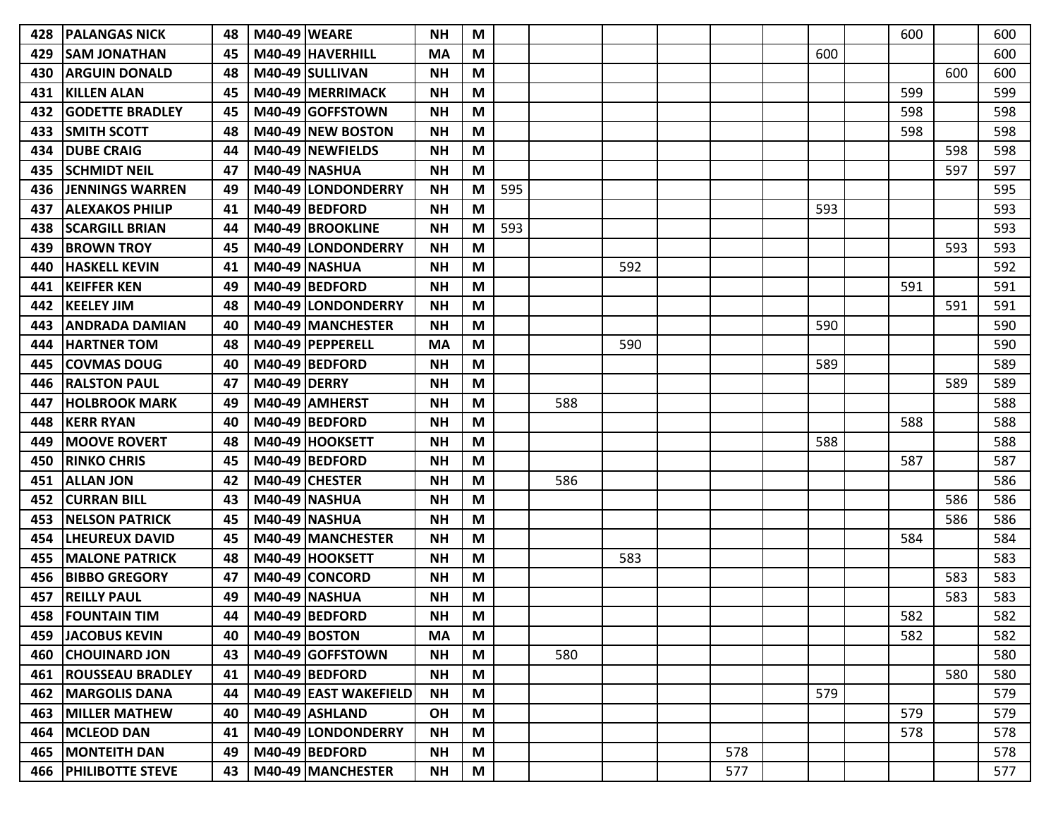| | | | | | | | | | | | | | | | | | |
|---|---|---|---|---|---|---|---|---|---|---|---|---|---|---|---|---|---|
| 428 | PALANGAS NICK | 48 | M40-49 | WEARE | NH | M | | | | | | | | | 600 | | 600 |
| 429 | SAM JONATHAN | 45 | M40-49 | HAVERHILL | MA | M | | | | | | | 600 | | | | 600 |
| 430 | ARGUIN DONALD | 48 | M40-49 | SULLIVAN | NH | M | | | | | | | | | | 600 | 600 |
| 431 | KILLEN ALAN | 45 | M40-49 | MERRIMACK | NH | M | | | | | | | | | 599 | | 599 |
| 432 | GODETTE BRADLEY | 45 | M40-49 | GOFFSTOWN | NH | M | | | | | | | | | 598 | | 598 |
| 433 | SMITH SCOTT | 48 | M40-49 | NEW BOSTON | NH | M | | | | | | | | | 598 | | 598 |
| 434 | DUBE CRAIG | 44 | M40-49 | NEWFIELDS | NH | M | | | | | | | | | | 598 | 598 |
| 435 | SCHMIDT NEIL | 47 | M40-49 | NASHUA | NH | M | | | | | | | | | | 597 | 597 |
| 436 | JENNINGS WARREN | 49 | M40-49 | LONDONDERRY | NH | M | 595 | | | | | | | | | | 595 |
| 437 | ALEXAKOS PHILIP | 41 | M40-49 | BEDFORD | NH | M | | | | | | | 593 | | | | 593 |
| 438 | SCARGILL BRIAN | 44 | M40-49 | BROOKLINE | NH | M | 593 | | | | | | | | | | 593 |
| 439 | BROWN TROY | 45 | M40-49 | LONDONDERRY | NH | M | | | | | | | | | | 593 | 593 |
| 440 | HASKELL KEVIN | 41 | M40-49 | NASHUA | NH | M | | | 592 | | | | | | | | 592 |
| 441 | KEIFFER KEN | 49 | M40-49 | BEDFORD | NH | M | | | | | | | | | 591 | | 591 |
| 442 | KEELEY JIM | 48 | M40-49 | LONDONDERRY | NH | M | | | | | | | | | | 591 | 591 |
| 443 | ANDRADA DAMIAN | 40 | M40-49 | MANCHESTER | NH | M | | | | | | | 590 | | | | 590 |
| 444 | HARTNER TOM | 48 | M40-49 | PEPPERELL | MA | M | | | 590 | | | | | | | | 590 |
| 445 | COVMAS DOUG | 40 | M40-49 | BEDFORD | NH | M | | | | | | | 589 | | | | 589 |
| 446 | RALSTON PAUL | 47 | M40-49 | DERRY | NH | M | | | | | | | | | | 589 | 589 |
| 447 | HOLBROOK MARK | 49 | M40-49 | AMHERST | NH | M | | 588 | | | | | | | | | 588 |
| 448 | KERR RYAN | 40 | M40-49 | BEDFORD | NH | M | | | | | | | | | 588 | | 588 |
| 449 | MOOVE ROVERT | 48 | M40-49 | HOOKSETT | NH | M | | | | | | | 588 | | | | 588 |
| 450 | RINKO CHRIS | 45 | M40-49 | BEDFORD | NH | M | | | | | | | | | 587 | | 587 |
| 451 | ALLAN JON | 42 | M40-49 | CHESTER | NH | M | | 586 | | | | | | | | | 586 |
| 452 | CURRAN BILL | 43 | M40-49 | NASHUA | NH | M | | | | | | | | | | 586 | 586 |
| 453 | NELSON PATRICK | 45 | M40-49 | NASHUA | NH | M | | | | | | | | | | 586 | 586 |
| 454 | LHEUREUX DAVID | 45 | M40-49 | MANCHESTER | NH | M | | | | | | | | | 584 | | 584 |
| 455 | MALONE PATRICK | 48 | M40-49 | HOOKSETT | NH | M | | | 583 | | | | | | | | 583 |
| 456 | BIBBO GREGORY | 47 | M40-49 | CONCORD | NH | M | | | | | | | | | | 583 | 583 |
| 457 | REILLY PAUL | 49 | M40-49 | NASHUA | NH | M | | | | | | | | | | 583 | 583 |
| 458 | FOUNTAIN TIM | 44 | M40-49 | BEDFORD | NH | M | | | | | | | | | 582 | | 582 |
| 459 | JACOBUS KEVIN | 40 | M40-49 | BOSTON | MA | M | | | | | | | | | 582 | | 582 |
| 460 | CHOUINARD JON | 43 | M40-49 | GOFFSTOWN | NH | M | | 580 | | | | | | | | | 580 |
| 461 | ROUSSEAU BRADLEY | 41 | M40-49 | BEDFORD | NH | M | | | | | | | | | | 580 | 580 |
| 462 | MARGOLIS DANA | 44 | M40-49 | EAST WAKEFIELD | NH | M | | | | | | | 579 | | | | 579 |
| 463 | MILLER MATHEW | 40 | M40-49 | ASHLAND | OH | M | | | | | | | | | 579 | | 579 |
| 464 | MCLEOD DAN | 41 | M40-49 | LONDONDERRY | NH | M | | | | | | | | | 578 | | 578 |
| 465 | MONTEITH DAN | 49 | M40-49 | BEDFORD | NH | M | | | | | 578 | | | | | | 578 |
| 466 | PHILIBOTTE STEVE | 43 | M40-49 | MANCHESTER | NH | M | | | | | 577 | | | | | | 577 |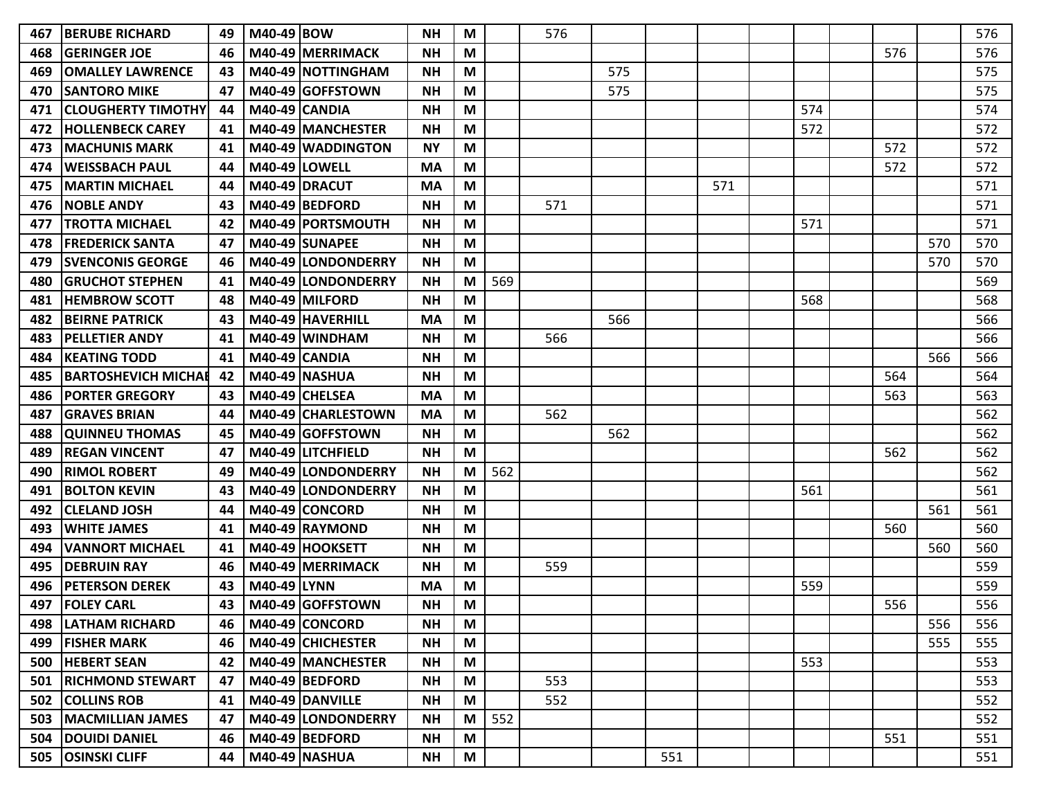| | | | | | | | | | | | | | | | | | |
|---|---|---|---|---|---|---|---|---|---|---|---|---|---|---|---|---|---|
| 467 | BERUBE RICHARD | 49 | M40-49 | BOW | NH | M | | 576 | | | | | | | | | 576 |
| 468 | GERINGER JOE | 46 | M40-49 | MERRIMACK | NH | M | | | | | | | | | 576 | | 576 |
| 469 | OMALLEY LAWRENCE | 43 | M40-49 | NOTTINGHAM | NH | M | | | 575 | | | | | | | | 575 |
| 470 | SANTORO MIKE | 47 | M40-49 | GOFFSTOWN | NH | M | | | 575 | | | | | | | | 575 |
| 471 | CLOUGHERTY TIMOTHY | 44 | M40-49 | CANDIA | NH | M | | | | | | | 574 | | | | 574 |
| 472 | HOLLENBECK CAREY | 41 | M40-49 | MANCHESTER | NH | M | | | | | | | 572 | | | | 572 |
| 473 | MACHUNIS MARK | 41 | M40-49 | WADDINGTON | NY | M | | | | | | | | | 572 | | 572 |
| 474 | WEISSBACH PAUL | 44 | M40-49 | LOWELL | MA | M | | | | | | | | | 572 | | 572 |
| 475 | MARTIN MICHAEL | 44 | M40-49 | DRACUT | MA | M | | | | | 571 | | | | | | 571 |
| 476 | NOBLE ANDY | 43 | M40-49 | BEDFORD | NH | M | | 571 | | | | | | | | | 571 |
| 477 | TROTTA MICHAEL | 42 | M40-49 | PORTSMOUTH | NH | M | | | | | | | 571 | | | | 571 |
| 478 | FREDERICK SANTA | 47 | M40-49 | SUNAPEE | NH | M | | | | | | | | | | 570 | 570 |
| 479 | SVENCONIS GEORGE | 46 | M40-49 | LONDONDERRY | NH | M | | | | | | | | | | 570 | 570 |
| 480 | GRUCHOT STEPHEN | 41 | M40-49 | LONDONDERRY | NH | M | 569 | | | | | | | | | | 569 |
| 481 | HEMBROW SCOTT | 48 | M40-49 | MILFORD | NH | M | | | | | | | 568 | | | | 568 |
| 482 | BEIRNE PATRICK | 43 | M40-49 | HAVERHILL | MA | M | | | 566 | | | | | | | | 566 |
| 483 | PELLETIER ANDY | 41 | M40-49 | WINDHAM | NH | M | | 566 | | | | | | | | | 566 |
| 484 | KEATING TODD | 41 | M40-49 | CANDIA | NH | M | | | | | | | | | | 566 | 566 |
| 485 | BARTOSHEVICH MICHAE | 42 | M40-49 | NASHUA | NH | M | | | | | | | | | 564 | | 564 |
| 486 | PORTER GREGORY | 43 | M40-49 | CHELSEA | MA | M | | | | | | | | | 563 | | 563 |
| 487 | GRAVES BRIAN | 44 | M40-49 | CHARLESTOWN | MA | M | | 562 | | | | | | | | | 562 |
| 488 | QUINNEU THOMAS | 45 | M40-49 | GOFFSTOWN | NH | M | | | 562 | | | | | | | | 562 |
| 489 | REGAN VINCENT | 47 | M40-49 | LITCHFIELD | NH | M | | | | | | | | | 562 | | 562 |
| 490 | RIMOL ROBERT | 49 | M40-49 | LONDONDERRY | NH | M | 562 | | | | | | | | | | 562 |
| 491 | BOLTON KEVIN | 43 | M40-49 | LONDONDERRY | NH | M | | | | | | | 561 | | | | 561 |
| 492 | CLELAND JOSH | 44 | M40-49 | CONCORD | NH | M | | | | | | | | | | 561 | 561 |
| 493 | WHITE JAMES | 41 | M40-49 | RAYMOND | NH | M | | | | | | | | | 560 | | 560 |
| 494 | VANNORT MICHAEL | 41 | M40-49 | HOOKSETT | NH | M | | | | | | | | | | 560 | 560 |
| 495 | DEBRUIN RAY | 46 | M40-49 | MERRIMACK | NH | M | | 559 | | | | | | | | | 559 |
| 496 | PETERSON DEREK | 43 | M40-49 | LYNN | MA | M | | | | | | | 559 | | | | 559 |
| 497 | FOLEY CARL | 43 | M40-49 | GOFFSTOWN | NH | M | | | | | | | | | 556 | | 556 |
| 498 | LATHAM RICHARD | 46 | M40-49 | CONCORD | NH | M | | | | | | | | | | 556 | 556 |
| 499 | FISHER MARK | 46 | M40-49 | CHICHESTER | NH | M | | | | | | | | | | 555 | 555 |
| 500 | HEBERT SEAN | 42 | M40-49 | MANCHESTER | NH | M | | | | | | | 553 | | | | 553 |
| 501 | RICHMOND STEWART | 47 | M40-49 | BEDFORD | NH | M | | 553 | | | | | | | | | 553 |
| 502 | COLLINS ROB | 41 | M40-49 | DANVILLE | NH | M | | 552 | | | | | | | | | 552 |
| 503 | MACMILLIAN JAMES | 47 | M40-49 | LONDONDERRY | NH | M | 552 | | | | | | | | | | 552 |
| 504 | DOUIDI DANIEL | 46 | M40-49 | BEDFORD | NH | M | | | | | | | | | 551 | | 551 |
| 505 | OSINSKI CLIFF | 44 | M40-49 | NASHUA | NH | M | | | | 551 | | | | | | | 551 |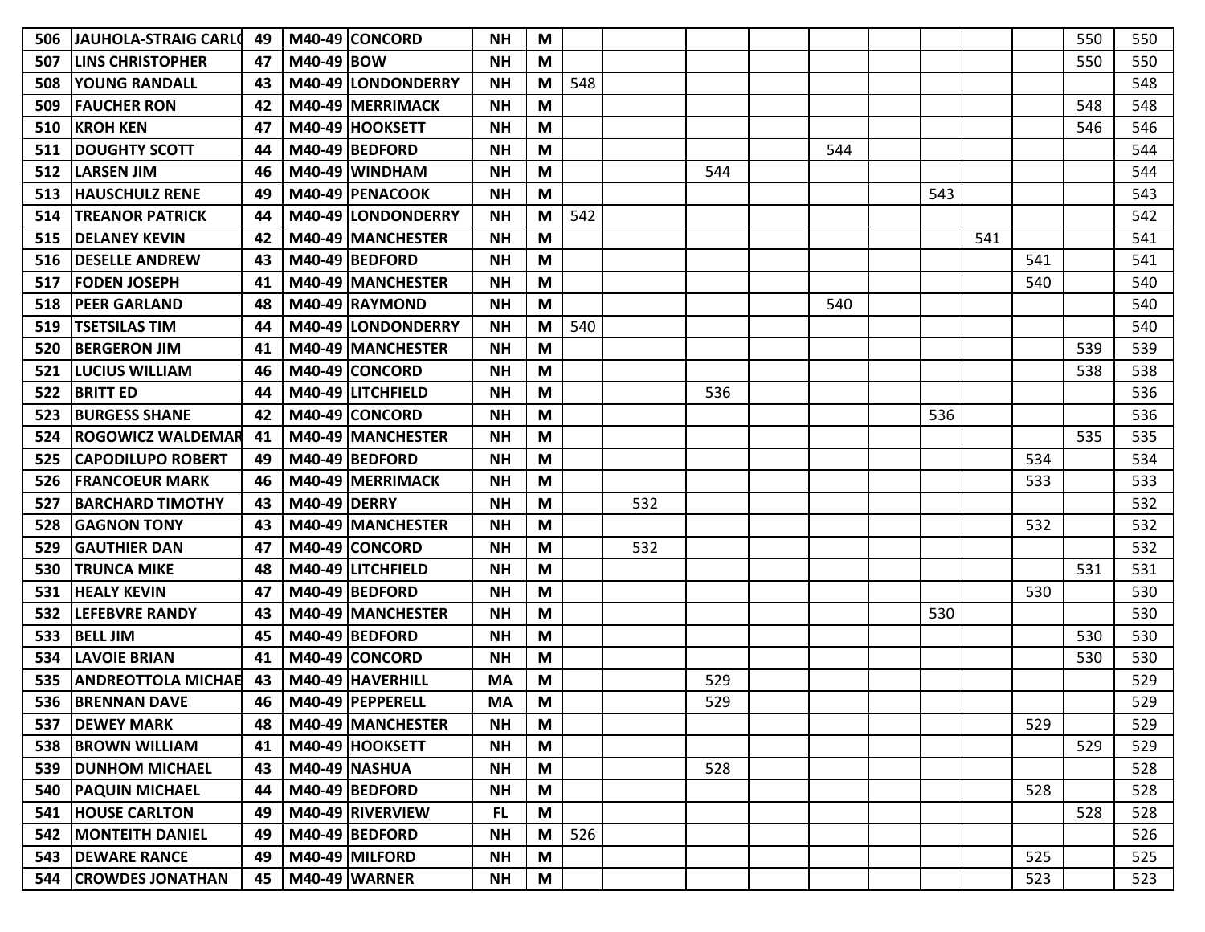| | | | | | | | | | | | | | | | | | |
|---|---|---|---|---|---|---|---|---|---|---|---|---|---|---|---|---|---|
| 506 | JAUHOLA-STRAIG CARLO | 49 | M40-49 | CONCORD | NH | M | | | | | | | | | | 550 | 550 |
| 507 | LINS CHRISTOPHER | 47 | M40-49 | BOW | NH | M | | | | | | | | | | 550 | 550 |
| 508 | YOUNG RANDALL | 43 | M40-49 | LONDONDERRY | NH | M | 548 | | | | | | | | | | 548 |
| 509 | FAUCHER RON | 42 | M40-49 | MERRIMACK | NH | M | | | | | | | | | | 548 | 548 |
| 510 | KROH KEN | 47 | M40-49 | HOOKSETT | NH | M | | | | | | | | | | 546 | 546 |
| 511 | DOUGHTY SCOTT | 44 | M40-49 | BEDFORD | NH | M | | | | | 544 | | | | | | 544 |
| 512 | LARSEN JIM | 46 | M40-49 | WINDHAM | NH | M | | | 544 | | | | | | | | 544 |
| 513 | HAUSCHULZ RENE | 49 | M40-49 | PENACOOK | NH | M | | | | | | | 543 | | | | 543 |
| 514 | TREANOR PATRICK | 44 | M40-49 | LONDONDERRY | NH | M | 542 | | | | | | | | | | 542 |
| 515 | DELANEY KEVIN | 42 | M40-49 | MANCHESTER | NH | M | | | | | | | | 541 | | | 541 |
| 516 | DESELLE ANDREW | 43 | M40-49 | BEDFORD | NH | M | | | | | | | | | 541 | | 541 |
| 517 | FODEN JOSEPH | 41 | M40-49 | MANCHESTER | NH | M | | | | | | | | | 540 | | 540 |
| 518 | PEER GARLAND | 48 | M40-49 | RAYMOND | NH | M | | | | | 540 | | | | | | 540 |
| 519 | TSETSILAS TIM | 44 | M40-49 | LONDONDERRY | NH | M | 540 | | | | | | | | | | 540 |
| 520 | BERGERON JIM | 41 | M40-49 | MANCHESTER | NH | M | | | | | | | | | | 539 | 539 |
| 521 | LUCIUS WILLIAM | 46 | M40-49 | CONCORD | NH | M | | | | | | | | | | 538 | 538 |
| 522 | BRITT ED | 44 | M40-49 | LITCHFIELD | NH | M | | | 536 | | | | | | | | 536 |
| 523 | BURGESS SHANE | 42 | M40-49 | CONCORD | NH | M | | | | | | | 536 | | | | 536 |
| 524 | ROGOWICZ WALDEMAR | 41 | M40-49 | MANCHESTER | NH | M | | | | | | | | | | 535 | 535 |
| 525 | CAPODILUPO ROBERT | 49 | M40-49 | BEDFORD | NH | M | | | | | | | | | 534 | | 534 |
| 526 | FRANCOEUR MARK | 46 | M40-49 | MERRIMACK | NH | M | | | | | | | | | 533 | | 533 |
| 527 | BARCHARD TIMOTHY | 43 | M40-49 | DERRY | NH | M | | 532 | | | | | | | | | 532 |
| 528 | GAGNON TONY | 43 | M40-49 | MANCHESTER | NH | M | | | | | | | | | 532 | | 532 |
| 529 | GAUTHIER DAN | 47 | M40-49 | CONCORD | NH | M | | 532 | | | | | | | | | 532 |
| 530 | TRUNCA MIKE | 48 | M40-49 | LITCHFIELD | NH | M | | | | | | | | | | 531 | 531 |
| 531 | HEALY KEVIN | 47 | M40-49 | BEDFORD | NH | M | | | | | | | | | 530 | | 530 |
| 532 | LEFEBVRE RANDY | 43 | M40-49 | MANCHESTER | NH | M | | | | | | | 530 | | | | 530 |
| 533 | BELL JIM | 45 | M40-49 | BEDFORD | NH | M | | | | | | | | | | 530 | 530 |
| 534 | LAVOIE BRIAN | 41 | M40-49 | CONCORD | NH | M | | | | | | | | | | 530 | 530 |
| 535 | ANDREOTTOLA MICHAE | 43 | M40-49 | HAVERHILL | MA | M | | | 529 | | | | | | | | 529 |
| 536 | BRENNAN DAVE | 46 | M40-49 | PEPPERELL | MA | M | | | 529 | | | | | | | | 529 |
| 537 | DEWEY MARK | 48 | M40-49 | MANCHESTER | NH | M | | | | | | | | | 529 | | 529 |
| 538 | BROWN WILLIAM | 41 | M40-49 | HOOKSETT | NH | M | | | | | | | | | | 529 | 529 |
| 539 | DUNHOM MICHAEL | 43 | M40-49 | NASHUA | NH | M | | | 528 | | | | | | | | 528 |
| 540 | PAQUIN MICHAEL | 44 | M40-49 | BEDFORD | NH | M | | | | | | | | | 528 | | 528 |
| 541 | HOUSE CARLTON | 49 | M40-49 | RIVERVIEW | FL | M | | | | | | | | | | 528 | 528 |
| 542 | MONTEITH DANIEL | 49 | M40-49 | BEDFORD | NH | M | 526 | | | | | | | | | | 526 |
| 543 | DEWARE RANCE | 49 | M40-49 | MILFORD | NH | M | | | | | | | | | 525 | | 525 |
| 544 | CROWDES JONATHAN | 45 | M40-49 | WARNER | NH | M | | | | | | | | | 523 | | 523 |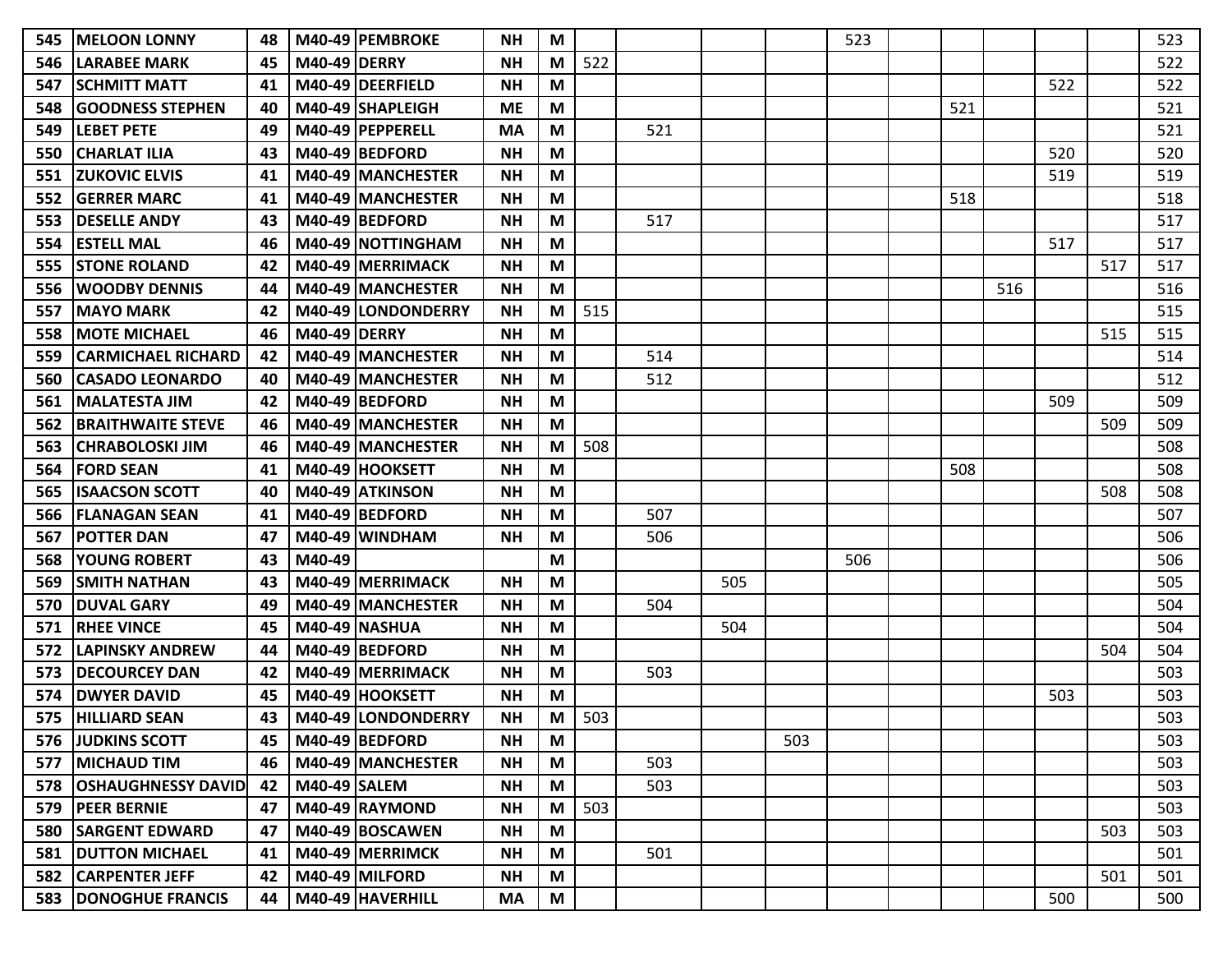| | | | | | | | | | | | | | | | | | |
|---|---|---|---|---|---|---|---|---|---|---|---|---|---|---|---|---|---|
| 545 | MELOON LONNY | 48 | M40-49 | PEMBROKE | NH | M | | | | | 523 | | | | | | 523 |
| 546 | LARABEE MARK | 45 | M40-49 | DERRY | NH | M | 522 | | | | | | | | | | 522 |
| 547 | SCHMITT MATT | 41 | M40-49 | DEERFIELD | NH | M | | | | | | | | | 522 | | 522 |
| 548 | GOODNESS STEPHEN | 40 | M40-49 | SHAPLEIGH | ME | M | | | | | | | 521 | | | | 521 |
| 549 | LEBET PETE | 49 | M40-49 | PEPPERELL | MA | M | | 521 | | | | | | | | | 521 |
| 550 | CHARLAT ILIA | 43 | M40-49 | BEDFORD | NH | M | | | | | | | | | 520 | | 520 |
| 551 | ZUKOVIC ELVIS | 41 | M40-49 | MANCHESTER | NH | M | | | | | | | | | 519 | | 519 |
| 552 | GERRER MARC | 41 | M40-49 | MANCHESTER | NH | M | | | | | | | 518 | | | | 518 |
| 553 | DESELLE ANDY | 43 | M40-49 | BEDFORD | NH | M | | 517 | | | | | | | | | 517 |
| 554 | ESTELL MAL | 46 | M40-49 | NOTTINGHAM | NH | M | | | | | | | | | 517 | | 517 |
| 555 | STONE ROLAND | 42 | M40-49 | MERRIMACK | NH | M | | | | | | | | | | 517 | 517 |
| 556 | WOODBY DENNIS | 44 | M40-49 | MANCHESTER | NH | M | | | | | | | | 516 | | | 516 |
| 557 | MAYO MARK | 42 | M40-49 | LONDONDERRY | NH | M | 515 | | | | | | | | | | 515 |
| 558 | MOTE MICHAEL | 46 | M40-49 | DERRY | NH | M | | | | | | | | | | 515 | 515 |
| 559 | CARMICHAEL RICHARD | 42 | M40-49 | MANCHESTER | NH | M | | 514 | | | | | | | | | 514 |
| 560 | CASADO LEONARDO | 40 | M40-49 | MANCHESTER | NH | M | | 512 | | | | | | | | | 512 |
| 561 | MALATESTA JIM | 42 | M40-49 | BEDFORD | NH | M | | | | | | | | | 509 | | 509 |
| 562 | BRAITHWAITE STEVE | 46 | M40-49 | MANCHESTER | NH | M | | | | | | | | | | 509 | 509 |
| 563 | CHRABOLOSKI JIM | 46 | M40-49 | MANCHESTER | NH | M | 508 | | | | | | | | | | 508 |
| 564 | FORD SEAN | 41 | M40-49 | HOOKSETT | NH | M | | | | | | | 508 | | | | 508 |
| 565 | ISAACSON SCOTT | 40 | M40-49 | ATKINSON | NH | M | | | | | | | | | | 508 | 508 |
| 566 | FLANAGAN SEAN | 41 | M40-49 | BEDFORD | NH | M | | 507 | | | | | | | | | 507 |
| 567 | POTTER DAN | 47 | M40-49 | WINDHAM | NH | M | | 506 | | | | | | | | | 506 |
| 568 | YOUNG ROBERT | 43 | M40-49 | | | M | | | | | 506 | | | | | | 506 |
| 569 | SMITH NATHAN | 43 | M40-49 | MERRIMACK | NH | M | | | 505 | | | | | | | | 505 |
| 570 | DUVAL GARY | 49 | M40-49 | MANCHESTER | NH | M | | 504 | | | | | | | | | 504 |
| 571 | RHEE VINCE | 45 | M40-49 | NASHUA | NH | M | | | 504 | | | | | | | | 504 |
| 572 | LAPINSKY ANDREW | 44 | M40-49 | BEDFORD | NH | M | | | | | | | | | | 504 | 504 |
| 573 | DECOURCEY DAN | 42 | M40-49 | MERRIMACK | NH | M | | 503 | | | | | | | | | 503 |
| 574 | DWYER DAVID | 45 | M40-49 | HOOKSETT | NH | M | | | | | | | | | 503 | | 503 |
| 575 | HILLIARD SEAN | 43 | M40-49 | LONDONDERRY | NH | M | 503 | | | | | | | | | | 503 |
| 576 | JUDKINS SCOTT | 45 | M40-49 | BEDFORD | NH | M | | | | 503 | | | | | | | 503 |
| 577 | MICHAUD TIM | 46 | M40-49 | MANCHESTER | NH | M | | 503 | | | | | | | | | 503 |
| 578 | OSHAUGHNESSY DAVID | 42 | M40-49 | SALEM | NH | M | | 503 | | | | | | | | | 503 |
| 579 | PEER BERNIE | 47 | M40-49 | RAYMOND | NH | M | 503 | | | | | | | | | | 503 |
| 580 | SARGENT EDWARD | 47 | M40-49 | BOSCAWEN | NH | M | | | | | | | | | | 503 | 503 |
| 581 | DUTTON MICHAEL | 41 | M40-49 | MERRIMCK | NH | M | | 501 | | | | | | | | | 501 |
| 582 | CARPENTER JEFF | 42 | M40-49 | MILFORD | NH | M | | | | | | | | | | 501 | 501 |
| 583 | DONOGHUE FRANCIS | 44 | M40-49 | HAVERHILL | MA | M | | | | | | | | | 500 | | 500 |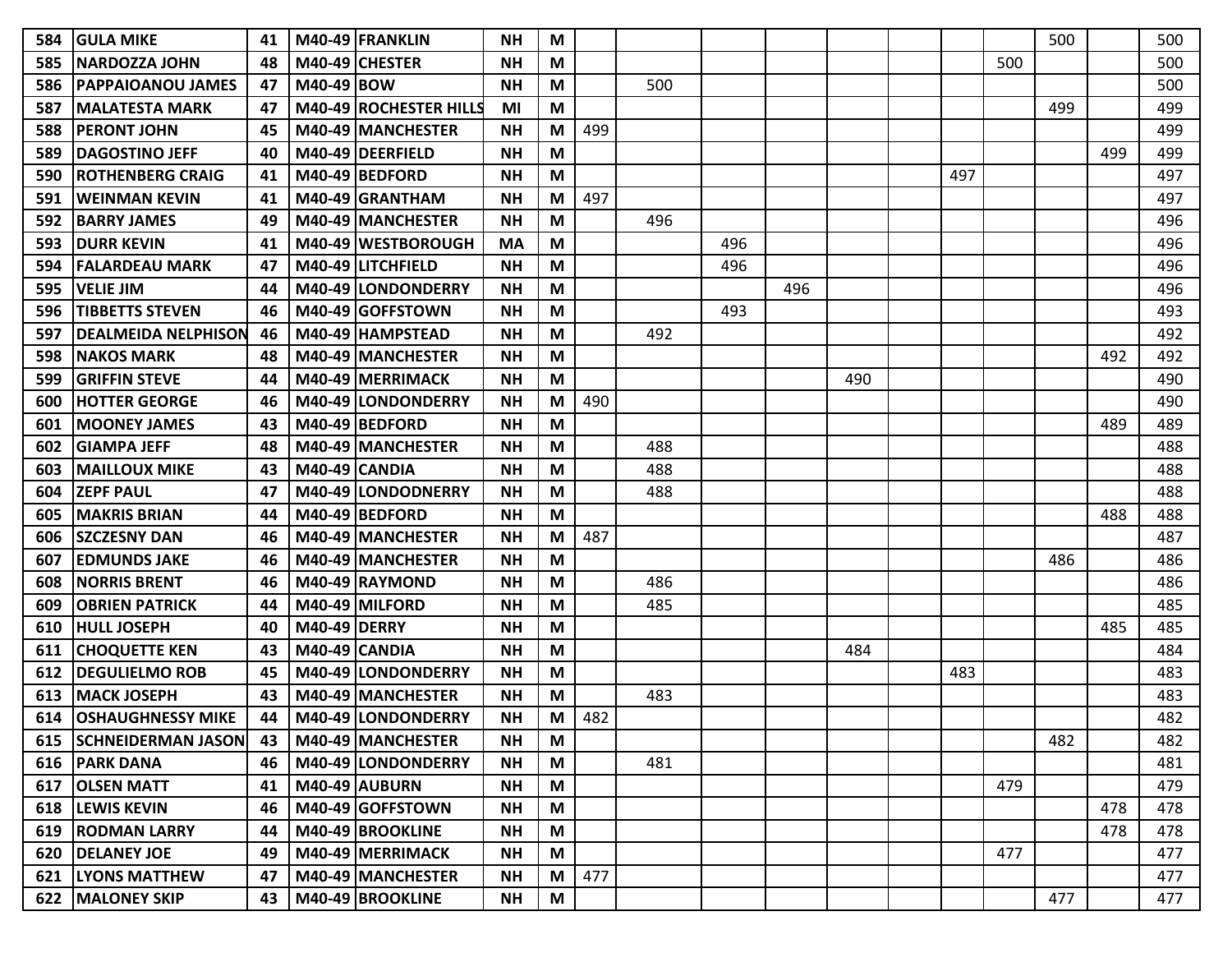| | | | | | | | | | | | | | | | | | |
|---|---|---|---|---|---|---|---|---|---|---|---|---|---|---|---|---|---|
| 584 | GULA MIKE | 41 | M40-49 | FRANKLIN | NH | M | | | | | | | | | 500 | | 500 |
| 585 | NARDOZZA JOHN | 48 | M40-49 | CHESTER | NH | M | | | | | | | | 500 | | | 500 |
| 586 | PAPPAIOANOU JAMES | 47 | M40-49 | BOW | NH | M | | 500 | | | | | | | | | 500 |
| 587 | MALATESTA MARK | 47 | M40-49 | ROCHESTER HILLS | MI | M | | | | | | | | | 499 | | 499 |
| 588 | PERONT JOHN | 45 | M40-49 | MANCHESTER | NH | M | 499 | | | | | | | | | | 499 |
| 589 | DAGOSTINO JEFF | 40 | M40-49 | DEERFIELD | NH | M | | | | | | | | | | 499 | 499 |
| 590 | ROTHENBERG CRAIG | 41 | M40-49 | BEDFORD | NH | M | | | | | | | 497 | | | | 497 |
| 591 | WEINMAN KEVIN | 41 | M40-49 | GRANTHAM | NH | M | 497 | | | | | | | | | | 497 |
| 592 | BARRY JAMES | 49 | M40-49 | MANCHESTER | NH | M | | 496 | | | | | | | | | 496 |
| 593 | DURR KEVIN | 41 | M40-49 | WESTBOROUGH | MA | M | | | 496 | | | | | | | | 496 |
| 594 | FALARDEAU MARK | 47 | M40-49 | LITCHFIELD | NH | M | | | 496 | | | | | | | | 496 |
| 595 | VELIE JIM | 44 | M40-49 | LONDONDERRY | NH | M | | | | 496 | | | | | | | 496 |
| 596 | TIBBETTS STEVEN | 46 | M40-49 | GOFFSTOWN | NH | M | | | 493 | | | | | | | | 493 |
| 597 | DEALMEIDA NELPHISON | 46 | M40-49 | HAMPSTEAD | NH | M | | 492 | | | | | | | | | 492 |
| 598 | NAKOS MARK | 48 | M40-49 | MANCHESTER | NH | M | | | | | | | | | | 492 | 492 |
| 599 | GRIFFIN STEVE | 44 | M40-49 | MERRIMACK | NH | M | | | | | 490 | | | | | | 490 |
| 600 | HOTTER GEORGE | 46 | M40-49 | LONDONDERRY | NH | M | 490 | | | | | | | | | | 490 |
| 601 | MOONEY JAMES | 43 | M40-49 | BEDFORD | NH | M | | | | | | | | | | 489 | 489 |
| 602 | GIAMPA JEFF | 48 | M40-49 | MANCHESTER | NH | M | | 488 | | | | | | | | | 488 |
| 603 | MAILLOUX MIKE | 43 | M40-49 | CANDIA | NH | M | | 488 | | | | | | | | | 488 |
| 604 | ZEPF PAUL | 47 | M40-49 | LONDODNERRY | NH | M | | 488 | | | | | | | | | 488 |
| 605 | MAKRIS BRIAN | 44 | M40-49 | BEDFORD | NH | M | | | | | | | | | | 488 | 488 |
| 606 | SZCZESNY DAN | 46 | M40-49 | MANCHESTER | NH | M | 487 | | | | | | | | | | 487 |
| 607 | EDMUNDS JAKE | 46 | M40-49 | MANCHESTER | NH | M | | | | | | | | | 486 | | 486 |
| 608 | NORRIS BRENT | 46 | M40-49 | RAYMOND | NH | M | | 486 | | | | | | | | | 486 |
| 609 | OBRIEN PATRICK | 44 | M40-49 | MILFORD | NH | M | | 485 | | | | | | | | | 485 |
| 610 | HULL JOSEPH | 40 | M40-49 | DERRY | NH | M | | | | | | | | | | 485 | 485 |
| 611 | CHOQUETTE KEN | 43 | M40-49 | CANDIA | NH | M | | | | | 484 | | | | | | 484 |
| 612 | DEGULIELMO ROB | 45 | M40-49 | LONDONDERRY | NH | M | | | | | | | 483 | | | | 483 |
| 613 | MACK JOSEPH | 43 | M40-49 | MANCHESTER | NH | M | | 483 | | | | | | | | | 483 |
| 614 | OSHAUGHNESSY MIKE | 44 | M40-49 | LONDONDERRY | NH | M | 482 | | | | | | | | | | 482 |
| 615 | SCHNEIDERMAN JASON | 43 | M40-49 | MANCHESTER | NH | M | | | | | | | | | 482 | | 482 |
| 616 | PARK DANA | 46 | M40-49 | LONDONDERRY | NH | M | | 481 | | | | | | | | | 481 |
| 617 | OLSEN MATT | 41 | M40-49 | AUBURN | NH | M | | | | | | | | 479 | | | 479 |
| 618 | LEWIS KEVIN | 46 | M40-49 | GOFFSTOWN | NH | M | | | | | | | | | | 478 | 478 |
| 619 | RODMAN LARRY | 44 | M40-49 | BROOKLINE | NH | M | | | | | | | | | | 478 | 478 |
| 620 | DELANEY JOE | 49 | M40-49 | MERRIMACK | NH | M | | | | | | | | 477 | | | 477 |
| 621 | LYONS MATTHEW | 47 | M40-49 | MANCHESTER | NH | M | 477 | | | | | | | | | | 477 |
| 622 | MALONEY SKIP | 43 | M40-49 | BROOKLINE | NH | M | | | | | | | | | 477 | | 477 |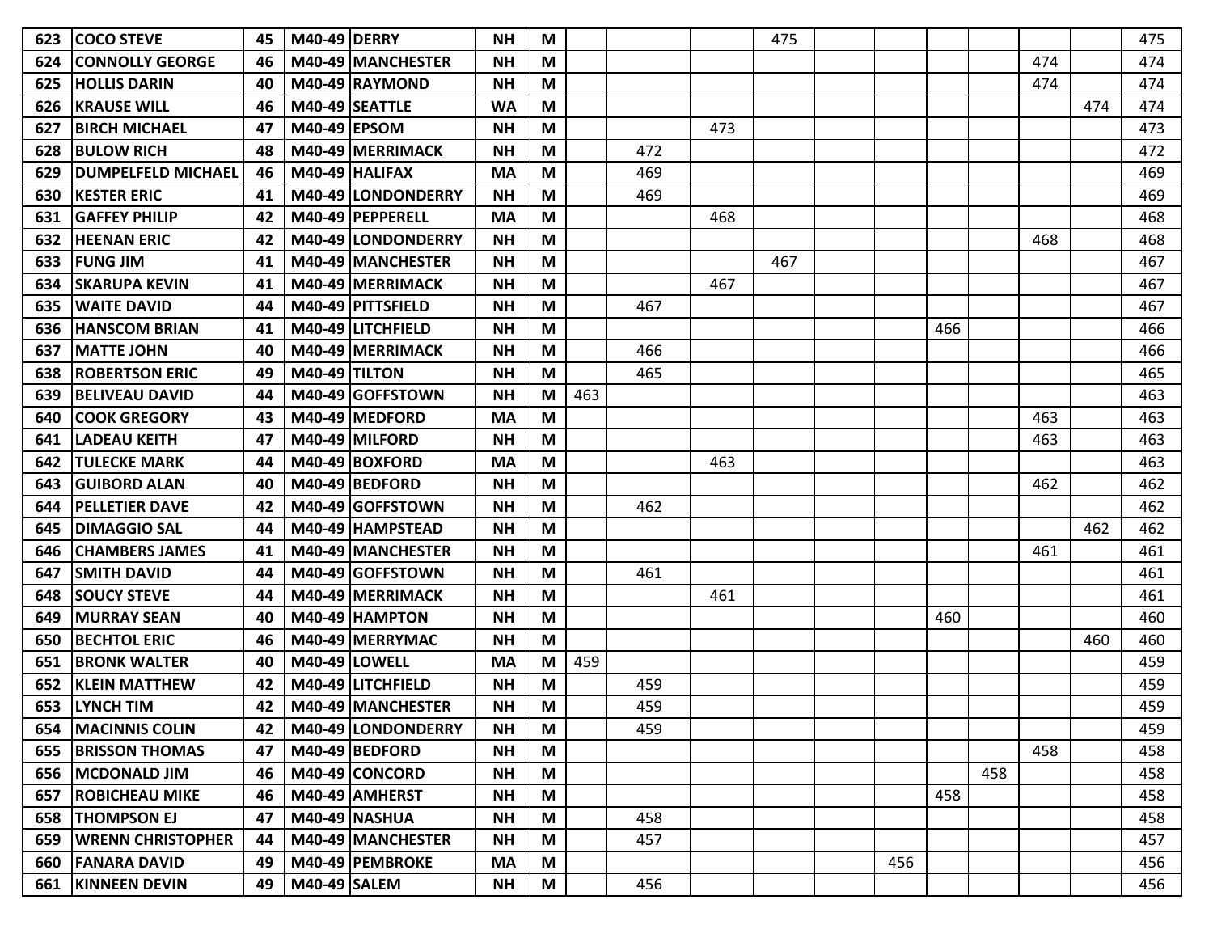| | | | | | | | | | | | | | | | | | |
|---|---|---|---|---|---|---|---|---|---|---|---|---|---|---|---|---|---|
| 623 | COCO STEVE | 45 | M40-49 | DERRY | NH | M | | | | 475 | | | | | | | 475 |
| 624 | CONNOLLY GEORGE | 46 | M40-49 | MANCHESTER | NH | M | | | | | | | | | 474 | | 474 |
| 625 | HOLLIS DARIN | 40 | M40-49 | RAYMOND | NH | M | | | | | | | | | 474 | | 474 |
| 626 | KRAUSE WILL | 46 | M40-49 | SEATTLE | WA | M | | | | | | | | | | 474 | 474 |
| 627 | BIRCH MICHAEL | 47 | M40-49 | EPSOM | NH | M | | | 473 | | | | | | | | 473 |
| 628 | BULOW RICH | 48 | M40-49 | MERRIMACK | NH | M | | 472 | | | | | | | | | 472 |
| 629 | DUMPELFELD MICHAEL | 46 | M40-49 | HALIFAX | MA | M | | 469 | | | | | | | | | 469 |
| 630 | KESTER ERIC | 41 | M40-49 | LONDONDERRY | NH | M | | 469 | | | | | | | | | 469 |
| 631 | GAFFEY PHILIP | 42 | M40-49 | PEPPERELL | MA | M | | | 468 | | | | | | | | 468 |
| 632 | HEENAN ERIC | 42 | M40-49 | LONDONDERRY | NH | M | | | | | | | | | 468 | | 468 |
| 633 | FUNG JIM | 41 | M40-49 | MANCHESTER | NH | M | | | | 467 | | | | | | | 467 |
| 634 | SKARUPA KEVIN | 41 | M40-49 | MERRIMACK | NH | M | | | 467 | | | | | | | | 467 |
| 635 | WAITE DAVID | 44 | M40-49 | PITTSFIELD | NH | M | | 467 | | | | | | | | | 467 |
| 636 | HANSCOM BRIAN | 41 | M40-49 | LITCHFIELD | NH | M | | | | | | | 466 | | | | 466 |
| 637 | MATTE JOHN | 40 | M40-49 | MERRIMACK | NH | M | | 466 | | | | | | | | | 466 |
| 638 | ROBERTSON ERIC | 49 | M40-49 | TILTON | NH | M | | 465 | | | | | | | | | 465 |
| 639 | BELIVEAU DAVID | 44 | M40-49 | GOFFSTOWN | NH | M | 463 | | | | | | | | | | 463 |
| 640 | COOK GREGORY | 43 | M40-49 | MEDFORD | MA | M | | | | | | | | | 463 | | 463 |
| 641 | LADEAU KEITH | 47 | M40-49 | MILFORD | NH | M | | | | | | | | | 463 | | 463 |
| 642 | TULECKE MARK | 44 | M40-49 | BOXFORD | MA | M | | | 463 | | | | | | | | 463 |
| 643 | GUIBORD ALAN | 40 | M40-49 | BEDFORD | NH | M | | | | | | | | | 462 | | 462 |
| 644 | PELLETIER DAVE | 42 | M40-49 | GOFFSTOWN | NH | M | | 462 | | | | | | | | | 462 |
| 645 | DIMAGGIO SAL | 44 | M40-49 | HAMPSTEAD | NH | M | | | | | | | | | | 462 | 462 |
| 646 | CHAMBERS JAMES | 41 | M40-49 | MANCHESTER | NH | M | | | | | | | | | 461 | | 461 |
| 647 | SMITH DAVID | 44 | M40-49 | GOFFSTOWN | NH | M | | 461 | | | | | | | | | 461 |
| 648 | SOUCY STEVE | 44 | M40-49 | MERRIMACK | NH | M | | | 461 | | | | | | | | 461 |
| 649 | MURRAY SEAN | 40 | M40-49 | HAMPTON | NH | M | | | | | | | 460 | | | | 460 |
| 650 | BECHTOL ERIC | 46 | M40-49 | MERRYMAC | NH | M | | | | | | | | | | 460 | 460 |
| 651 | BRONK WALTER | 40 | M40-49 | LOWELL | MA | M | 459 | | | | | | | | | | 459 |
| 652 | KLEIN MATTHEW | 42 | M40-49 | LITCHFIELD | NH | M | | 459 | | | | | | | | | 459 |
| 653 | LYNCH TIM | 42 | M40-49 | MANCHESTER | NH | M | | 459 | | | | | | | | | 459 |
| 654 | MACINNIS COLIN | 42 | M40-49 | LONDONDERRY | NH | M | | 459 | | | | | | | | | 459 |
| 655 | BRISSON THOMAS | 47 | M40-49 | BEDFORD | NH | M | | | | | | | | | 458 | | 458 |
| 656 | MCDONALD JIM | 46 | M40-49 | CONCORD | NH | M | | | | | | | | 458 | | | 458 |
| 657 | ROBICHEAU MIKE | 46 | M40-49 | AMHERST | NH | M | | | | | | | 458 | | | | 458 |
| 658 | THOMPSON EJ | 47 | M40-49 | NASHUA | NH | M | | 458 | | | | | | | | | 458 |
| 659 | WRENN CHRISTOPHER | 44 | M40-49 | MANCHESTER | NH | M | | 457 | | | | | | | | | 457 |
| 660 | FANARA DAVID | 49 | M40-49 | PEMBROKE | MA | M | | | | | | 456 | | | | | 456 |
| 661 | KINNEEN DEVIN | 49 | M40-49 | SALEM | NH | M | | 456 | | | | | | | | | 456 |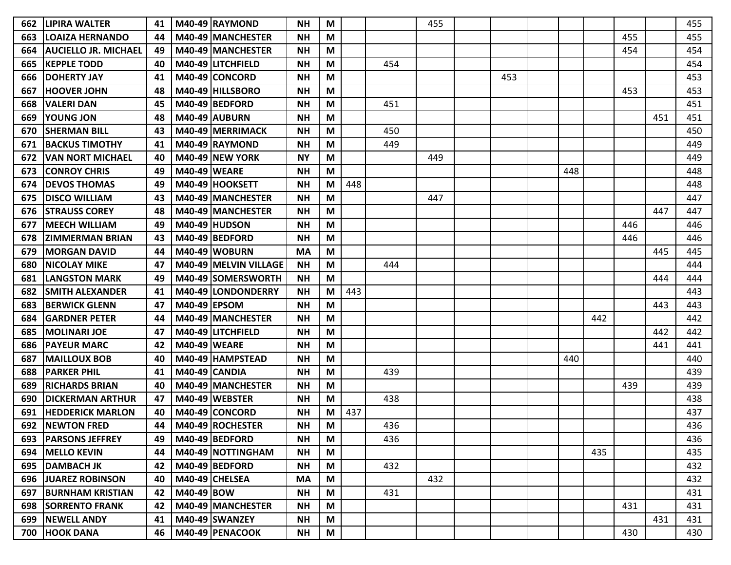| | | | | | | | | | | | | | | | | | |
|---|---|---|---|---|---|---|---|---|---|---|---|---|---|---|---|---|---|
| 662 | LIPIRA WALTER | 41 | M40-49 | RAYMOND | NH | M | | | 455 | | | | | | | | 455 |
| 663 | LOAIZA HERNANDO | 44 | M40-49 | MANCHESTER | NH | M | | | | | | | | | 455 | | 455 |
| 664 | AUCIELLO JR. MICHAEL | 49 | M40-49 | MANCHESTER | NH | M | | | | | | | | | 454 | | 454 |
| 665 | KEPPLE TODD | 40 | M40-49 | LITCHFIELD | NH | M | | 454 | | | | | | | | | 454 |
| 666 | DOHERTY JAY | 41 | M40-49 | CONCORD | NH | M | | | | | 453 | | | | | | 453 |
| 667 | HOOVER JOHN | 48 | M40-49 | HILLSBORO | NH | M | | | | | | | | | 453 | | 453 |
| 668 | VALERI DAN | 45 | M40-49 | BEDFORD | NH | M | | 451 | | | | | | | | | 451 |
| 669 | YOUNG JON | 48 | M40-49 | AUBURN | NH | M | | | | | | | | | | 451 | 451 |
| 670 | SHERMAN BILL | 43 | M40-49 | MERRIMACK | NH | M | | 450 | | | | | | | | | 450 |
| 671 | BACKUS TIMOTHY | 41 | M40-49 | RAYMOND | NH | M | | 449 | | | | | | | | | 449 |
| 672 | VAN NORT MICHAEL | 40 | M40-49 | NEW YORK | NY | M | | | 449 | | | | | | | | 449 |
| 673 | CONROY CHRIS | 49 | M40-49 | WEARE | NH | M | | | | | | | 448 | | | | 448 |
| 674 | DEVOS THOMAS | 49 | M40-49 | HOOKSETT | NH | M | 448 | | | | | | | | | | 448 |
| 675 | DISCO WILLIAM | 43 | M40-49 | MANCHESTER | NH | M | | | 447 | | | | | | | | 447 |
| 676 | STRAUSS COREY | 48 | M40-49 | MANCHESTER | NH | M | | | | | | | | | | 447 | 447 |
| 677 | MEECH WILLIAM | 49 | M40-49 | HUDSON | NH | M | | | | | | | | | 446 | | 446 |
| 678 | ZIMMERMAN BRIAN | 43 | M40-49 | BEDFORD | NH | M | | | | | | | | | 446 | | 446 |
| 679 | MORGAN DAVID | 44 | M40-49 | WOBURN | MA | M | | | | | | | | | | 445 | 445 |
| 680 | NICOLAY MIKE | 47 | M40-49 | MELVIN VILLAGE | NH | M | | 444 | | | | | | | | | 444 |
| 681 | LANGSTON MARK | 49 | M40-49 | SOMERSWORTH | NH | M | | | | | | | | | | 444 | 444 |
| 682 | SMITH ALEXANDER | 41 | M40-49 | LONDONDERRY | NH | M | 443 | | | | | | | | | | 443 |
| 683 | BERWICK GLENN | 47 | M40-49 | EPSOM | NH | M | | | | | | | | | | 443 | 443 |
| 684 | GARDNER PETER | 44 | M40-49 | MANCHESTER | NH | M | | | | | | | | 442 | | | 442 |
| 685 | MOLINARI JOE | 47 | M40-49 | LITCHFIELD | NH | M | | | | | | | | | | 442 | 442 |
| 686 | PAYEUR MARC | 42 | M40-49 | WEARE | NH | M | | | | | | | | | | 441 | 441 |
| 687 | MAILLOUX BOB | 40 | M40-49 | HAMPSTEAD | NH | M | | | | | | | 440 | | | | 440 |
| 688 | PARKER PHIL | 41 | M40-49 | CANDIA | NH | M | | 439 | | | | | | | | | 439 |
| 689 | RICHARDS BRIAN | 40 | M40-49 | MANCHESTER | NH | M | | | | | | | | | 439 | | 439 |
| 690 | DICKERMAN ARTHUR | 47 | M40-49 | WEBSTER | NH | M | | 438 | | | | | | | | | 438 |
| 691 | HEDDERICK MARLON | 40 | M40-49 | CONCORD | NH | M | 437 | | | | | | | | | | 437 |
| 692 | NEWTON FRED | 44 | M40-49 | ROCHESTER | NH | M | | 436 | | | | | | | | | 436 |
| 693 | PARSONS JEFFREY | 49 | M40-49 | BEDFORD | NH | M | | 436 | | | | | | | | | 436 |
| 694 | MELLO KEVIN | 44 | M40-49 | NOTTINGHAM | NH | M | | | | | | | | 435 | | | 435 |
| 695 | DAMBACH JK | 42 | M40-49 | BEDFORD | NH | M | | 432 | | | | | | | | | 432 |
| 696 | JUAREZ ROBINSON | 40 | M40-49 | CHELSEA | MA | M | | | 432 | | | | | | | | 432 |
| 697 | BURNHAM KRISTIAN | 42 | M40-49 | BOW | NH | M | | 431 | | | | | | | | | 431 |
| 698 | SORRENTO FRANK | 42 | M40-49 | MANCHESTER | NH | M | | | | | | | | | 431 | | 431 |
| 699 | NEWELL ANDY | 41 | M40-49 | SWANZEY | NH | M | | | | | | | | | | 431 | 431 |
| 700 | HOOK DANA | 46 | M40-49 | PENACOOK | NH | M | | | | | | | | | 430 | | 430 |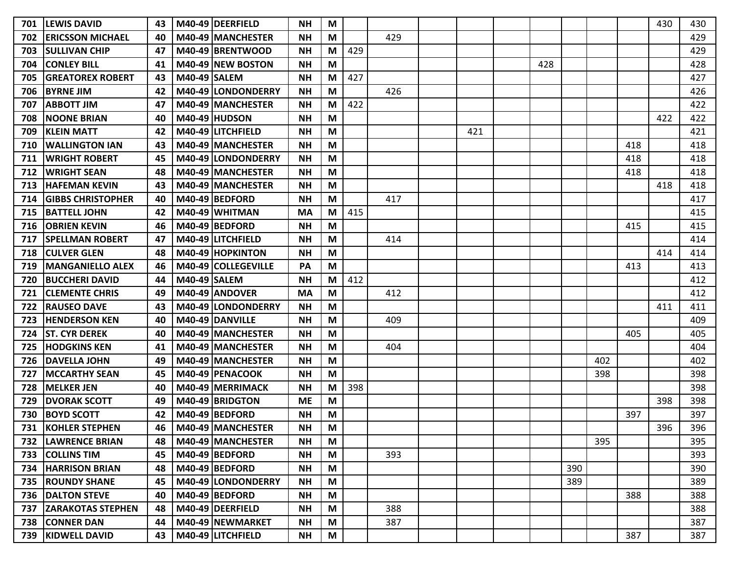| | | | | | | | | | | | | | | | | | |
|---|---|---|---|---|---|---|---|---|---|---|---|---|---|---|---|---|---|
| 701 | LEWIS DAVID | 43 | M40-49 | DEERFIELD | NH | M | | | | | | | | | | 430 | 430 |
| 702 | ERICSSON MICHAEL | 40 | M40-49 | MANCHESTER | NH | M | | 429 | | | | | | | | | 429 |
| 703 | SULLIVAN CHIP | 47 | M40-49 | BRENTWOOD | NH | M | 429 | | | | | | | | | | 429 |
| 704 | CONLEY BILL | 41 | M40-49 | NEW BOSTON | NH | M | | | | | | 428 | | | | | 428 |
| 705 | GREATOREX ROBERT | 43 | M40-49 | SALEM | NH | M | 427 | | | | | | | | | | 427 |
| 706 | BYRNE JIM | 42 | M40-49 | LONDONDERRY | NH | M | | 426 | | | | | | | | | 426 |
| 707 | ABBOTT JIM | 47 | M40-49 | MANCHESTER | NH | M | 422 | | | | | | | | | | 422 |
| 708 | NOONE BRIAN | 40 | M40-49 | HUDSON | NH | M | | | | | | | | | | 422 | 422 |
| 709 | KLEIN MATT | 42 | M40-49 | LITCHFIELD | NH | M | | | | 421 | | | | | | | 421 |
| 710 | WALLINGTON IAN | 43 | M40-49 | MANCHESTER | NH | M | | | | | | | | | 418 | | 418 |
| 711 | WRIGHT ROBERT | 45 | M40-49 | LONDONDERRY | NH | M | | | | | | | | | 418 | | 418 |
| 712 | WRIGHT SEAN | 48 | M40-49 | MANCHESTER | NH | M | | | | | | | | | 418 | | 418 |
| 713 | HAFEMAN KEVIN | 43 | M40-49 | MANCHESTER | NH | M | | | | | | | | | | 418 | 418 |
| 714 | GIBBS CHRISTOPHER | 40 | M40-49 | BEDFORD | NH | M | | 417 | | | | | | | | | 417 |
| 715 | BATTELL JOHN | 42 | M40-49 | WHITMAN | MA | M | 415 | | | | | | | | | | 415 |
| 716 | OBRIEN KEVIN | 46 | M40-49 | BEDFORD | NH | M | | | | | | | | | 415 | | 415 |
| 717 | SPELLMAN ROBERT | 47 | M40-49 | LITCHFIELD | NH | M | | 414 | | | | | | | | | 414 |
| 718 | CULVER GLEN | 48 | M40-49 | HOPKINTON | NH | M | | | | | | | | | | 414 | 414 |
| 719 | MANGANIELLO ALEX | 46 | M40-49 | COLLEGEVILLE | PA | M | | | | | | | | | 413 | | 413 |
| 720 | BUCCHERI DAVID | 44 | M40-49 | SALEM | NH | M | 412 | | | | | | | | | | 412 |
| 721 | CLEMENTE CHRIS | 49 | M40-49 | ANDOVER | MA | M | | 412 | | | | | | | | | 412 |
| 722 | RAUSEO DAVE | 43 | M40-49 | LONDONDERRY | NH | M | | | | | | | | | | 411 | 411 |
| 723 | HENDERSON KEN | 40 | M40-49 | DANVILLE | NH | M | | 409 | | | | | | | | | 409 |
| 724 | ST. CYR DEREK | 40 | M40-49 | MANCHESTER | NH | M | | | | | | | | | 405 | | 405 |
| 725 | HODGKINS KEN | 41 | M40-49 | MANCHESTER | NH | M | | 404 | | | | | | | | | 404 |
| 726 | DAVELLA JOHN | 49 | M40-49 | MANCHESTER | NH | M | | | | | | | | 402 | | | 402 |
| 727 | MCCARTHY SEAN | 45 | M40-49 | PENACOOK | NH | M | | | | | | | | 398 | | | 398 |
| 728 | MELKER JEN | 40 | M40-49 | MERRIMACK | NH | M | 398 | | | | | | | | | | 398 |
| 729 | DVORAK SCOTT | 49 | M40-49 | BRIDGTON | ME | M | | | | | | | | | | 398 | 398 |
| 730 | BOYD SCOTT | 42 | M40-49 | BEDFORD | NH | M | | | | | | | | | 397 | | 397 |
| 731 | KOHLER STEPHEN | 46 | M40-49 | MANCHESTER | NH | M | | | | | | | | | | 396 | 396 |
| 732 | LAWRENCE BRIAN | 48 | M40-49 | MANCHESTER | NH | M | | | | | | | | 395 | | | 395 |
| 733 | COLLINS TIM | 45 | M40-49 | BEDFORD | NH | M | | 393 | | | | | | | | | 393 |
| 734 | HARRISON BRIAN | 48 | M40-49 | BEDFORD | NH | M | | | | | | | 390 | | | | 390 |
| 735 | ROUNDY SHANE | 45 | M40-49 | LONDONDERRY | NH | M | | | | | | | 389 | | | | 389 |
| 736 | DALTON STEVE | 40 | M40-49 | BEDFORD | NH | M | | | | | | | | | 388 | | 388 |
| 737 | ZARAKOTAS STEPHEN | 48 | M40-49 | DEERFIELD | NH | M | | 388 | | | | | | | | | 388 |
| 738 | CONNER DAN | 44 | M40-49 | NEWMARKET | NH | M | | 387 | | | | | | | | | 387 |
| 739 | KIDWELL DAVID | 43 | M40-49 | LITCHFIELD | NH | M | | | | | | | | | 387 | | 387 |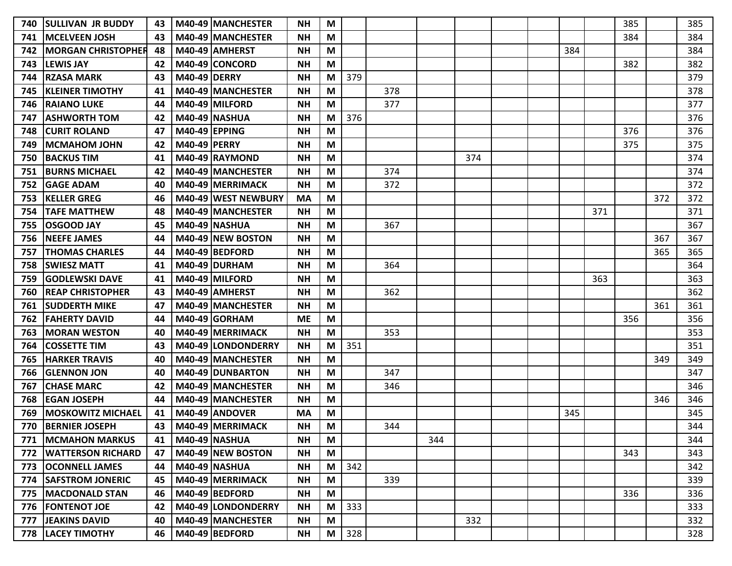| | | | | | | | | | | | | | | | | |
|---|---|---|---|---|---|---|---|---|---|---|---|---|---|---|---|---|---|
| 740 | SULLIVAN JR BUDDY | 43 | M40-49 | MANCHESTER | NH | M | | | | | | | | | 385 | | 385 |
| 741 | MCELVEEN JOSH | 43 | M40-49 | MANCHESTER | NH | M | | | | | | | | | 384 | | 384 |
| 742 | MORGAN CHRISTOPHER | 48 | M40-49 | AMHERST | NH | M | | | | | | | 384 | | | | 384 |
| 743 | LEWIS JAY | 42 | M40-49 | CONCORD | NH | M | | | | | | | | | 382 | | 382 |
| 744 | RZASA MARK | 43 | M40-49 | DERRY | NH | M | 379 | | | | | | | | | | 379 |
| 745 | KLEINER TIMOTHY | 41 | M40-49 | MANCHESTER | NH | M | | 378 | | | | | | | | | 378 |
| 746 | RAIANO LUKE | 44 | M40-49 | MILFORD | NH | M | | 377 | | | | | | | | | 377 |
| 747 | ASHWORTH TOM | 42 | M40-49 | NASHUA | NH | M | 376 | | | | | | | | | | 376 |
| 748 | CURIT ROLAND | 47 | M40-49 | EPPING | NH | M | | | | | | | | | 376 | | 376 |
| 749 | MCMAHOM JOHN | 42 | M40-49 | PERRY | NH | M | | | | | | | | | 375 | | 375 |
| 750 | BACKUS TIM | 41 | M40-49 | RAYMOND | NH | M | | | | 374 | | | | | | | 374 |
| 751 | BURNS MICHAEL | 42 | M40-49 | MANCHESTER | NH | M | | 374 | | | | | | | | | 374 |
| 752 | GAGE ADAM | 40 | M40-49 | MERRIMACK | NH | M | | 372 | | | | | | | | | 372 |
| 753 | KELLER GREG | 46 | M40-49 | WEST NEWBURY | MA | M | | | | | | | | | | 372 | 372 |
| 754 | TAFE MATTHEW | 48 | M40-49 | MANCHESTER | NH | M | | | | | | | | 371 | | | 371 |
| 755 | OSGOOD JAY | 45 | M40-49 | NASHUA | NH | M | | 367 | | | | | | | | | 367 |
| 756 | NEEFE JAMES | 44 | M40-49 | NEW BOSTON | NH | M | | | | | | | | | | 367 | 367 |
| 757 | THOMAS CHARLES | 44 | M40-49 | BEDFORD | NH | M | | | | | | | | | | 365 | 365 |
| 758 | SWIESZ MATT | 41 | M40-49 | DURHAM | NH | M | | 364 | | | | | | | | | 364 |
| 759 | GODLEWSKI DAVE | 41 | M40-49 | MILFORD | NH | M | | | | | | | | 363 | | | 363 |
| 760 | REAP CHRISTOPHER | 43 | M40-49 | AMHERST | NH | M | | 362 | | | | | | | | | 362 |
| 761 | SUDDERTH MIKE | 47 | M40-49 | MANCHESTER | NH | M | | | | | | | | | | 361 | 361 |
| 762 | FAHERTY DAVID | 44 | M40-49 | GORHAM | ME | M | | | | | | | | | 356 | | 356 |
| 763 | MORAN WESTON | 40 | M40-49 | MERRIMACK | NH | M | | 353 | | | | | | | | | 353 |
| 764 | COSSETTE TIM | 43 | M40-49 | LONDONDERRY | NH | M | 351 | | | | | | | | | | 351 |
| 765 | HARKER TRAVIS | 40 | M40-49 | MANCHESTER | NH | M | | | | | | | | | | 349 | 349 |
| 766 | GLENNON JON | 40 | M40-49 | DUNBARTON | NH | M | | 347 | | | | | | | | | 347 |
| 767 | CHASE MARC | 42 | M40-49 | MANCHESTER | NH | M | | 346 | | | | | | | | | 346 |
| 768 | EGAN JOSEPH | 44 | M40-49 | MANCHESTER | NH | M | | | | | | | | | | 346 | 346 |
| 769 | MOSKOWITZ MICHAEL | 41 | M40-49 | ANDOVER | MA | M | | | | | | | 345 | | | | 345 |
| 770 | BERNIER JOSEPH | 43 | M40-49 | MERRIMACK | NH | M | | 344 | | | | | | | | | 344 |
| 771 | MCMAHON MARKUS | 41 | M40-49 | NASHUA | NH | M | | | 344 | | | | | | | | 344 |
| 772 | WATTERSON RICHARD | 47 | M40-49 | NEW BOSTON | NH | M | | | | | | | | | 343 | | 343 |
| 773 | OCONNELL JAMES | 44 | M40-49 | NASHUA | NH | M | 342 | | | | | | | | | | 342 |
| 774 | SAFSTROM JONERIC | 45 | M40-49 | MERRIMACK | NH | M | | 339 | | | | | | | | | 339 |
| 775 | MACDONALD STAN | 46 | M40-49 | BEDFORD | NH | M | | | | | | | | | 336 | | 336 |
| 776 | FONTENOT JOE | 42 | M40-49 | LONDONDERRY | NH | M | 333 | | | | | | | | | | 333 |
| 777 | JEAKINS DAVID | 40 | M40-49 | MANCHESTER | NH | M | | | | 332 | | | | | | | 332 |
| 778 | LACEY TIMOTHY | 46 | M40-49 | BEDFORD | NH | M | 328 | | | | | | | | | | 328 |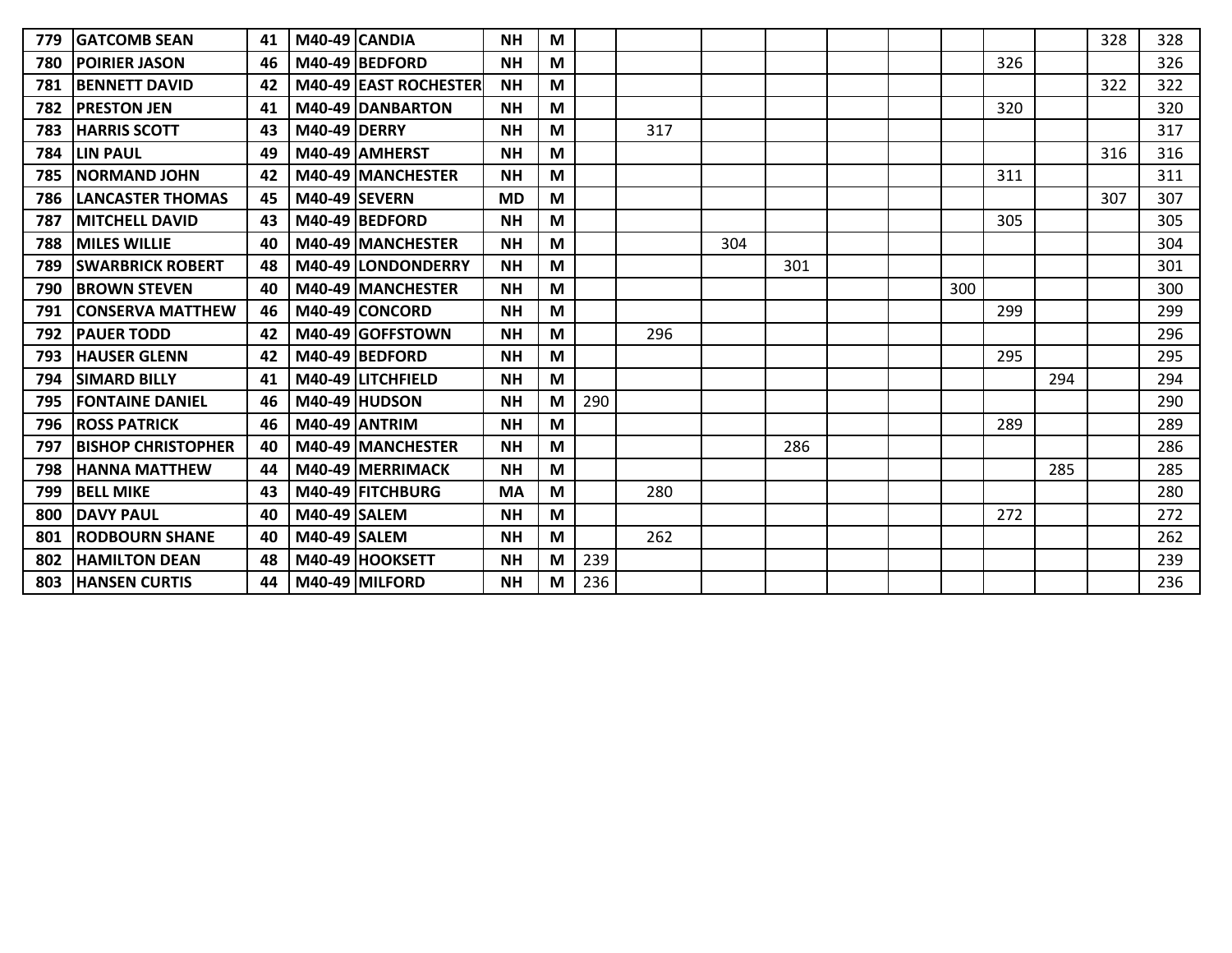| | | | | | | | | | | | | | | | | | |
|---|---|---|---|---|---|---|---|---|---|---|---|---|---|---|---|---|---|
| **779** | **GATCOMB SEAN** | **41** | **M40-49** | **CANDIA** | **NH** | **M** | | | | | | | | | | 328 | 328 |
| **780** | **POIRIER JASON** | **46** | **M40-49** | **BEDFORD** | **NH** | **M** | | | | | | | | 326 | | | 326 |
| **781** | **BENNETT DAVID** | **42** | **M40-49** | **EAST ROCHESTER** | **NH** | **M** | | | | | | | | | | 322 | 322 |
| **782** | **PRESTON JEN** | **41** | **M40-49** | **DANBARTON** | **NH** | **M** | | | | | | | | 320 | | | 320 |
| **783** | **HARRIS SCOTT** | **43** | **M40-49** | **DERRY** | **NH** | **M** | | 317 | | | | | | | | | 317 |
| **784** | **LIN PAUL** | **49** | **M40-49** | **AMHERST** | **NH** | **M** | | | | | | | | | | 316 | 316 |
| **785** | **NORMAND JOHN** | **42** | **M40-49** | **MANCHESTER** | **NH** | **M** | | | | | | | | 311 | | | 311 |
| **786** | **LANCASTER THOMAS** | **45** | **M40-49** | **SEVERN** | **MD** | **M** | | | | | | | | | | 307 | 307 |
| **787** | **MITCHELL DAVID** | **43** | **M40-49** | **BEDFORD** | **NH** | **M** | | | | | | | | 305 | | | 305 |
| **788** | **MILES WILLIE** | **40** | **M40-49** | **MANCHESTER** | **NH** | **M** | | | 304 | | | | | | | | 304 |
| **789** | **SWARBRICK ROBERT** | **48** | **M40-49** | **LONDONDERRY** | **NH** | **M** | | | | 301 | | | | | | | 301 |
| **790** | **BROWN STEVEN** | **40** | **M40-49** | **MANCHESTER** | **NH** | **M** | | | | | | | 300 | | | | 300 |
| **791** | **CONSERVA MATTHEW** | **46** | **M40-49** | **CONCORD** | **NH** | **M** | | | | | | | | 299 | | | 299 |
| **792** | **PAUER TODD** | **42** | **M40-49** | **GOFFSTOWN** | **NH** | **M** | | 296 | | | | | | | | | 296 |
| **793** | **HAUSER GLENN** | **42** | **M40-49** | **BEDFORD** | **NH** | **M** | | | | | | | | 295 | | | 295 |
| **794** | **SIMARD BILLY** | **41** | **M40-49** | **LITCHFIELD** | **NH** | **M** | | | | | | | | | 294 | | 294 |
| **795** | **FONTAINE DANIEL** | **46** | **M40-49** | **HUDSON** | **NH** | **M** | 290 | | | | | | | | | | 290 |
| **796** | **ROSS PATRICK** | **46** | **M40-49** | **ANTRIM** | **NH** | **M** | | | | | | | | 289 | | | 289 |
| **797** | **BISHOP CHRISTOPHER** | **40** | **M40-49** | **MANCHESTER** | **NH** | **M** | | | | 286 | | | | | | | 286 |
| **798** | **HANNA MATTHEW** | **44** | **M40-49** | **MERRIMACK** | **NH** | **M** | | | | | | | | | 285 | | 285 |
| **799** | **BELL MIKE** | **43** | **M40-49** | **FITCHBURG** | **MA** | **M** | | 280 | | | | | | | | | 280 |
| **800** | **DAVY PAUL** | **40** | **M40-49** | **SALEM** | **NH** | **M** | | | | | | | | 272 | | | 272 |
| **801** | **RODBOURN SHANE** | **40** | **M40-49** | **SALEM** | **NH** | **M** | | 262 | | | | | | | | | 262 |
| **802** | **HAMILTON DEAN** | **48** | **M40-49** | **HOOKSETT** | **NH** | **M** | 239 | | | | | | | | | | 239 |
| **803** | **HANSEN CURTIS** | **44** | **M40-49** | **MILFORD** | **NH** | **M** | 236 | | | | | | | | | | 236 |